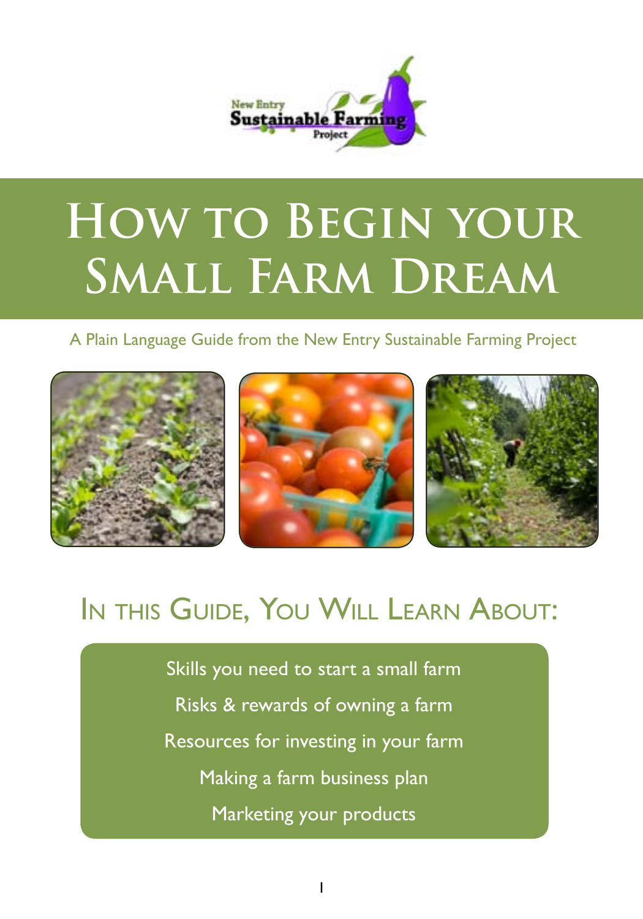New Entry Sustainable Farming Project

# How to Begin your Small Farm Dream

A Plain Language Guide from the New Entry Sustainable Farming Project

## In this Guide, You Will Learn About:

- Skills you need to start a small farm
- Risks & rewards of owning a farm
- Resources for investing in your farm
- Making a farm business plan
- Marketing your products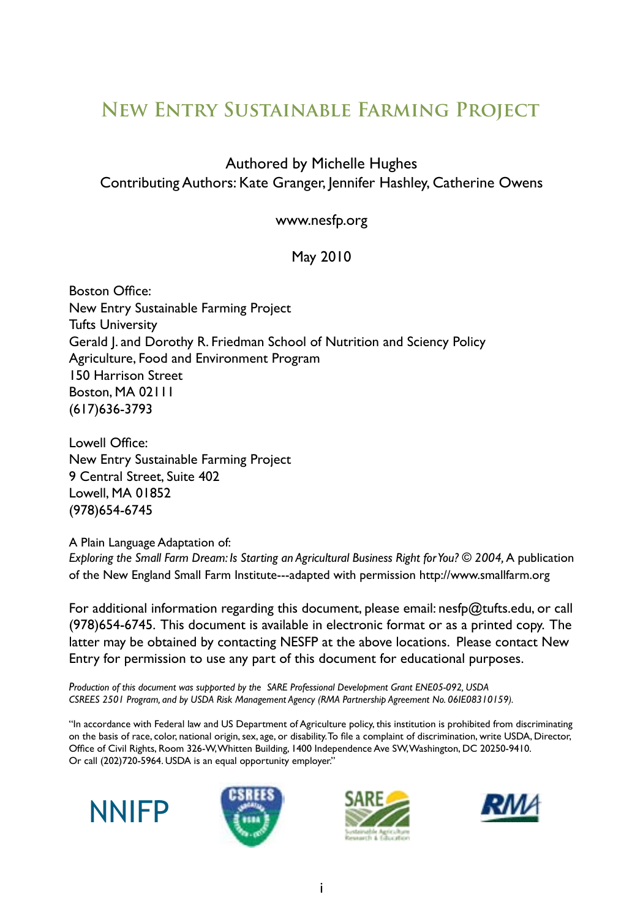# New Entry Sustainable Farming Project

Authored by Michelle Hughes
Contributing Authors: Kate Granger, Jennifer Hashley, Catherine Owens

www.nesfp.org

May 2010

Boston Office:
New Entry Sustainable Farming Project
Tufts University
Gerald J. and Dorothy R. Friedman School of Nutrition and Sciency Policy
Agriculture, Food and Environment Program
150 Harrison Street
Boston, MA 02111
(617)636-3793

Lowell Office:
New Entry Sustainable Farming Project
9 Central Street, Suite 402
Lowell, MA 01852
(978)654-6745

A Plain Language Adaptation of:
*Exploring the Small Farm Dream: Is Starting an Agricultural Business Right for You? © 2004,* A publication of the New England Small Farm Institute---adapted with permission http://www.smallfarm.org

For additional information regarding this document, please email: nesfp@tufts.edu, or call (978)654-6745. This document is available in electronic format or as a printed copy. The latter may be obtained by contacting NESFP at the above locations. Please contact New Entry for permission to use any part of this document for educational purposes.

*Production of this document was supported by the SARE Professional Development Grant ENE05-092, USDA CSREES 2501 Program, and by USDA Risk Management Agency (RMA Partnership Agreement No. 06IE08310159).*

"In accordance with Federal law and US Department of Agriculture policy, this institution is prohibited from discriminating on the basis of race, color, national origin, sex, age, or disability. To file a complaint of discrimination, write USDA, Director, Office of Civil Rights, Room 326-W, Whitten Building, 1400 Independence Ave SW, Washington, DC 20250-9410. Or call (202)720-5964. USDA is an equal opportunity employer."

NNIFP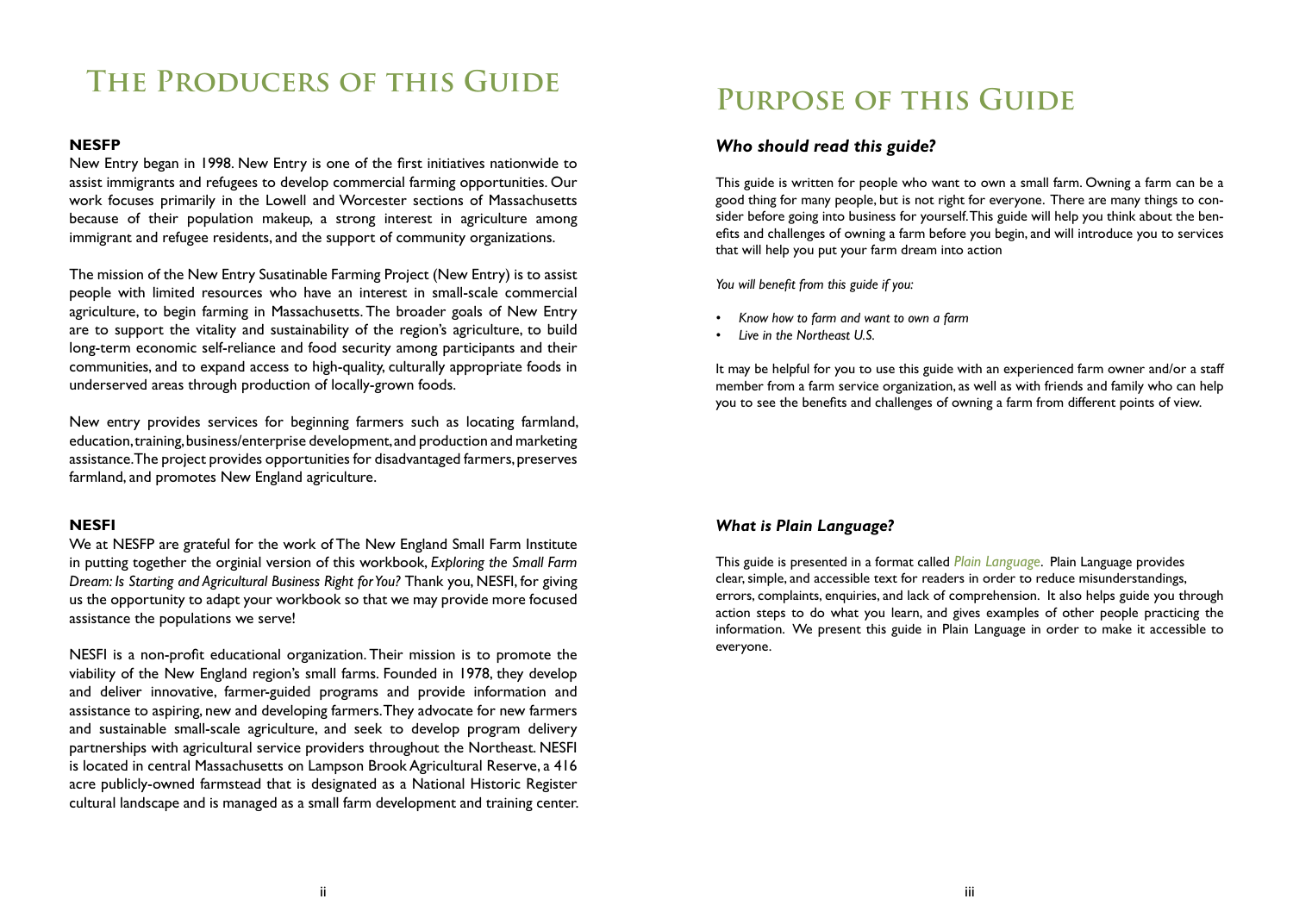# The Producers of this Guide

**NESFP**

New Entry began in 1998. New Entry is one of the first initiatives nationwide to assist immigrants and refugees to develop commercial farming opportunities. Our work focuses primarily in the Lowell and Worcester sections of Massachusetts because of their population makeup, a strong interest in agriculture among immigrant and refugee residents, and the support of community organizations.

The mission of the New Entry Susatinable Farming Project (New Entry) is to assist people with limited resources who have an interest in small-scale commercial agriculture, to begin farming in Massachusetts. The broader goals of New Entry are to support the vitality and sustainability of the region's agriculture, to build long-term economic self-reliance and food security among participants and their communities, and to expand access to high-quality, culturally appropriate foods in underserved areas through production of locally-grown foods.

New entry provides services for beginning farmers such as locating farmland, education, training, business/enterprise development, and production and marketing assistance. The project provides opportunities for disadvantaged farmers, preserves farmland, and promotes New England agriculture.

**NESFI**

We at NESFP are grateful for the work of The New England Small Farm Institute in putting together the orginial version of this workbook, *Exploring the Small Farm Dream: Is Starting and Agricultural Business Right for You?* Thank you, NESFI, for giving us the opportunity to adapt your workbook so that we may provide more focused assistance the populations we serve!

NESFI is a non-profit educational organization. Their mission is to promote the viability of the New England region's small farms. Founded in 1978, they develop and deliver innovative, farmer-guided programs and provide information and assistance to aspiring, new and developing farmers. They advocate for new farmers and sustainable small-scale agriculture, and seek to develop program delivery partnerships with agricultural service providers throughout the Northeast. NESFI is located in central Massachusetts on Lampson Brook Agricultural Reserve, a 416 acre publicly-owned farmstead that is designated as a National Historic Register cultural landscape and is managed as a small farm development and training center.

# Purpose of this Guide

### *Who should read this guide?*

This guide is written for people who want to own a small farm. Owning a farm can be a good thing for many people, but is not right for everyone. There are many things to consider before going into business for yourself. This guide will help you think about the benefits and challenges of owning a farm before you begin, and will introduce you to services that will help you put your farm dream into action

*You will benefit from this guide if you:*

- *Know how to farm and want to own a farm*
- *Live in the Northeast U.S.*

It may be helpful for you to use this guide with an experienced farm owner and/or a staff member from a farm service organization, as well as with friends and family who can help you to see the benefits and challenges of owning a farm from different points of view.

### *What is Plain Language?*

This guide is presented in a format called *Plain Language*. Plain Language provides clear, simple, and accessible text for readers in order to reduce misunderstandings, errors, complaints, enquiries, and lack of comprehension. It also helps guide you through action steps to do what you learn, and gives examples of other people practicing the information. We present this guide in Plain Language in order to make it accessible to everyone.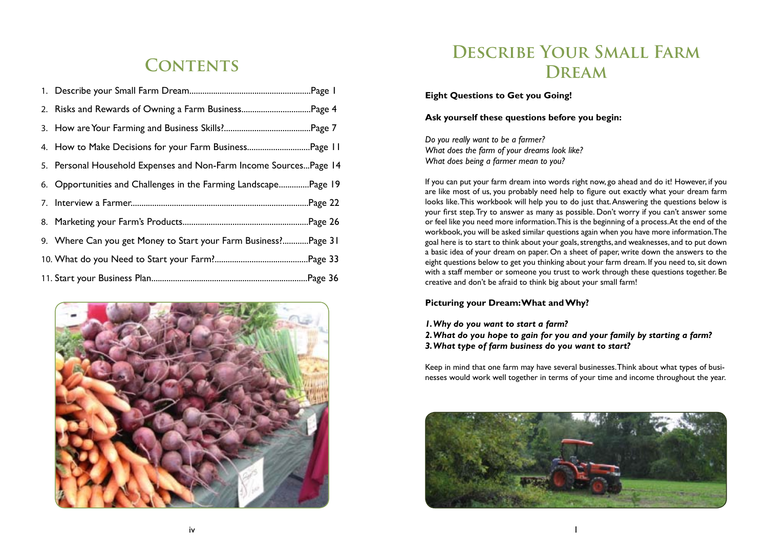# Contents

1. Describe your Small Farm Dream........................................................Page 1
2. Risks and Rewards of Owning a Farm Business................................Page 4
3. How are Your Farming and Business Skills?........................................Page 7
4. How to Make Decisions for your Farm Business.............................Page 11
5. Personal Household Expenses and Non-Farm Income Sources...Page 14
6. Opportunities and Challenges in the Farming Landscape..............Page 19
7. Interview a Farmer..................................................................................Page 22
8. Marketing your Farm's Products..........................................................Page 26
9. Where Can you get Money to Start your Farm Business?............Page 31
10. What do you Need to Start your Farm?...........................................Page 33
11. Start your Business Plan........................................................................Page 36

# Describe Your Small Farm Dream

**Eight Questions to Get you Going!**

**Ask yourself these questions before you begin:**

*Do you really want to be a farmer?*
*What does the farm of your dreams look like?*
*What does being a farmer mean to you?*

If you can put your farm dream into words right now, go ahead and do it! However, if you are like most of us, you probably need help to figure out exactly what your dream farm looks like. This workbook will help you to do just that. Answering the questions below is your first step. Try to answer as many as possible. Don't worry if you can't answer some or feel like you need more information. This is the beginning of a process. At the end of the workbook, you will be asked similar questions again when you have more information. The goal here is to start to think about your goals, strengths, and weaknesses, and to put down a basic idea of your dream on paper. On a sheet of paper, write down the answers to the eight questions below to get you thinking about your farm dream. If you need to, sit down with a staff member or someone you trust to work through these questions together. Be creative and don't be afraid to think big about your small farm!

**Picturing your Dream: What and Why?**

***1. Why do you want to start a farm?***
***2. What do you hope to gain for you and your family by starting a farm?***
***3. What type of farm business do you want to start?***

Keep in mind that one farm may have several businesses. Think about what types of businesses would work well together in terms of your time and income throughout the year.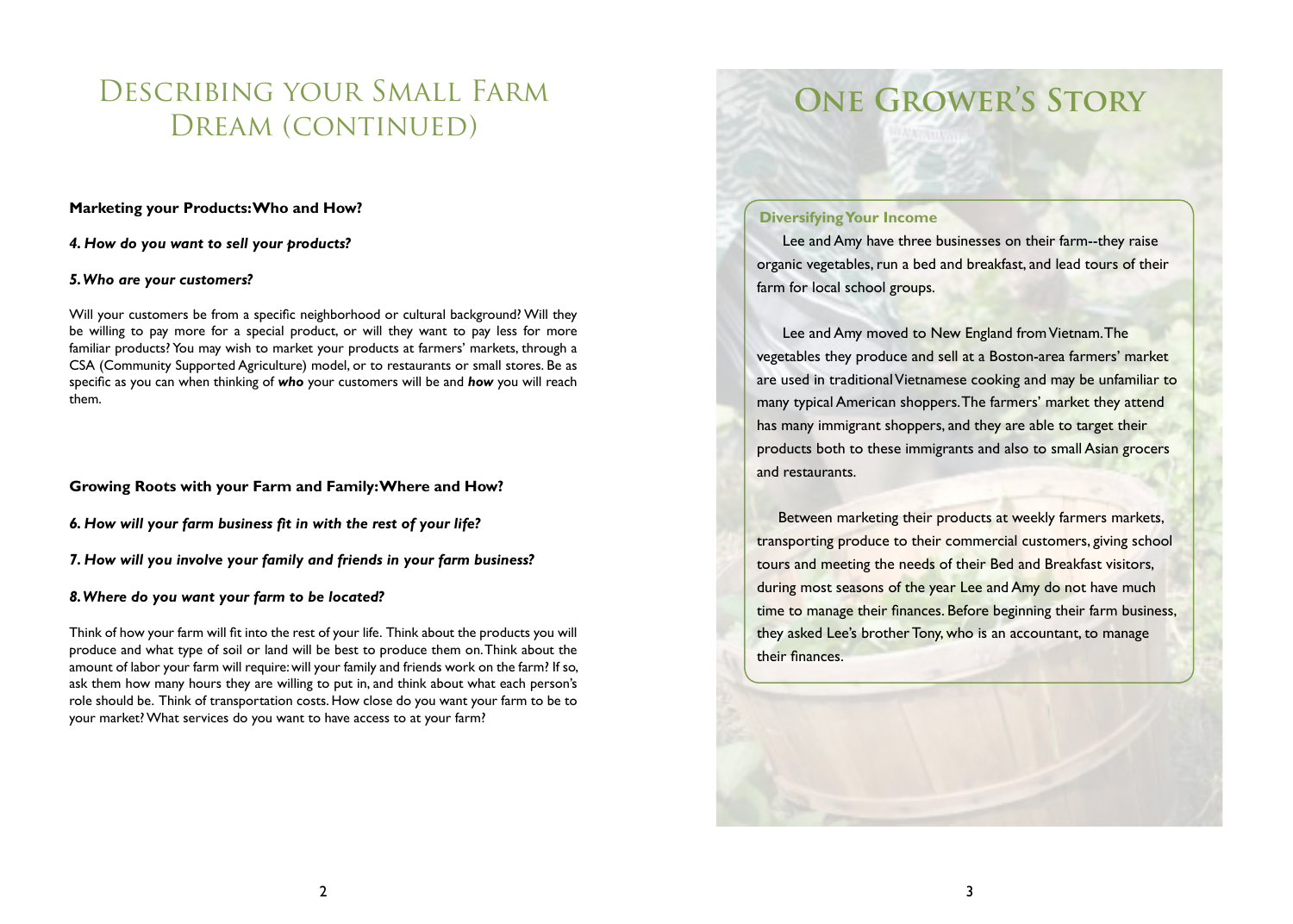# Describing your Small Farm Dream (continued)

**Marketing your Products: Who and How?**

***4. How do you want to sell your products?***

***5. Who are your customers?***

Will your customers be from a specific neighborhood or cultural background? Will they be willing to pay more for a special product, or will they want to pay less for more familiar products? You may wish to market your products at farmers' markets, through a CSA (Community Supported Agriculture) model, or to restaurants or small stores. Be as specific as you can when thinking of ***who*** your customers will be and ***how*** you will reach them.

**Growing Roots with your Farm and Family: Where and How?**

***6. How will your farm business fit in with the rest of your life?***

***7. How will you involve your family and friends in your farm business?***

***8. Where do you want your farm to be located?***

Think of how your farm will fit into the rest of your life. Think about the products you will produce and what type of soil or land will be best to produce them on. Think about the amount of labor your farm will require: will your family and friends work on the farm? If so, ask them how many hours they are willing to put in, and think about what each person's role should be. Think of transportation costs. How close do you want your farm to be to your market? What services do you want to have access to at your farm?

# One Grower's Story

**Diversifying Your Income**

Lee and Amy have three businesses on their farm--they raise organic vegetables, run a bed and breakfast, and lead tours of their farm for local school groups.

Lee and Amy moved to New England from Vietnam. The vegetables they produce and sell at a Boston-area farmers' market are used in traditional Vietnamese cooking and may be unfamiliar to many typical American shoppers. The farmers' market they attend has many immigrant shoppers, and they are able to target their products both to these immigrants and also to small Asian grocers and restaurants.

Between marketing their products at weekly farmers markets, transporting produce to their commercial customers, giving school tours and meeting the needs of their Bed and Breakfast visitors, during most seasons of the year Lee and Amy do not have much time to manage their finances. Before beginning their farm business, they asked Lee's brother Tony, who is an accountant, to manage their finances.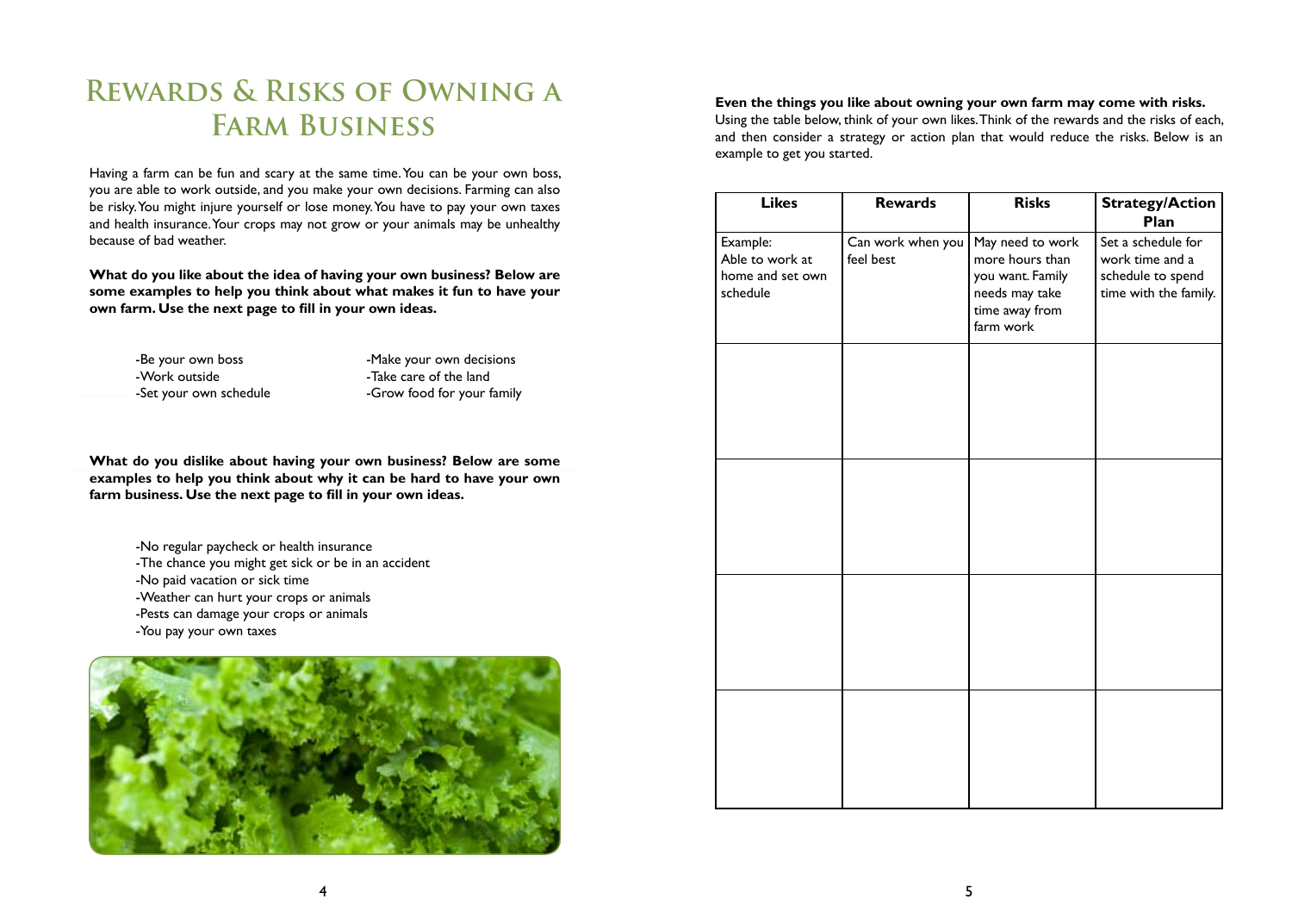# Rewards & Risks of Owning a Farm Business

Having a farm can be fun and scary at the same time. You can be your own boss, you are able to work outside, and you make your own decisions. Farming can also be risky. You might injure yourself or lose money. You have to pay your own taxes and health insurance. Your crops may not grow or your animals may be unhealthy because of bad weather.

**What do you like about the idea of having your own business? Below are some examples to help you think about what makes it fun to have your own farm. Use the next page to fill in your own ideas.**

- Be your own boss
- Work outside
- Set your own schedule
- Make your own decisions
- Take care of the land
- Grow food for your family

**What do you dislike about having your own business? Below are some examples to help you think about why it can be hard to have your own farm business. Use the next page to fill in your own ideas.**

- No regular paycheck or health insurance
- The chance you might get sick or be in an accident
- No paid vacation or sick time
- Weather can hurt your crops or animals
- Pests can damage your crops or animals
- You pay your own taxes

**Even the things you like about owning your own farm may come with risks.** Using the table below, think of your own likes. Think of the rewards and the risks of each, and then consider a strategy or action plan that would reduce the risks. Below is an example to get you started.

| Likes | Rewards | Risks | Strategy/Action Plan |
|---|---|---|---|
| Example: Able to work at home and set own schedule | Can work when you feel best | May need to work more hours than you want. Family needs may take time away from farm work | Set a schedule for work time and a schedule to spend time with the family. |
| | | | |
| | | | |
| | | | |
| | | | |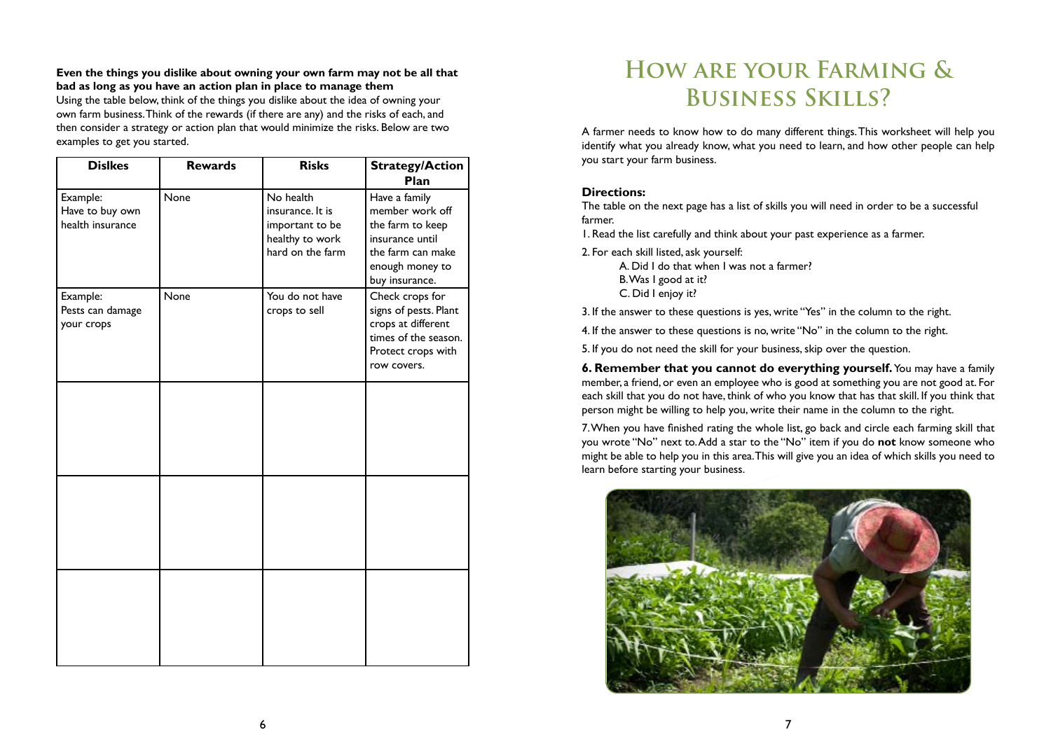**Even the things you dislike about owning your own farm may not be all that bad as long as you have an action plan in place to manage them**

Using the table below, think of the things you dislike about the idea of owning your own farm business. Think of the rewards (if there are any) and the risks of each, and then consider a strategy or action plan that would minimize the risks. Below are two examples to get you started.

| Dislkes | Rewards | Risks | Strategy/Action Plan |
|---|---|---|---|
| Example: Have to buy own health insurance | None | No health insurance. It is important to be healthy to work hard on the farm | Have a family member work off the farm to keep insurance until the farm can make enough money to buy insurance. |
| Example: Pests can damage your crops | None | You do not have crops to sell | Check crops for signs of pests. Plant crops at different times of the season. Protect crops with row covers. |
| | | | |
| | | | |
| | | | |

# How are your Farming & Business Skills?

A farmer needs to know how to do many different things. This worksheet will help you identify what you already know, what you need to learn, and how other people can help you start your farm business.

### Directions:

The table on the next page has a list of skills you will need in order to be a successful farmer.

1. Read the list carefully and think about your past experience as a farmer.
2. For each skill listed, ask yourself:
   A. Did I do that when I was not a farmer?
   B. Was I good at it?
   C. Did I enjoy it?
3. If the answer to these questions is yes, write "Yes" in the column to the right.
4. If the answer to these questions is no, write "No" in the column to the right.
5. If you do not need the skill for your business, skip over the question.
6. **Remember that you cannot do everything yourself.** You may have a family member, a friend, or even an employee who is good at something you are not good at. For each skill that you do not have, think of who you know that has that skill. If you think that person might be willing to help you, write their name in the column to the right.
7. When you have finished rating the whole list, go back and circle each farming skill that you wrote "No" next to. Add a star to the "No" item if you do **not** know someone who might be able to help you in this area. This will give you an idea of which skills you need to learn before starting your business.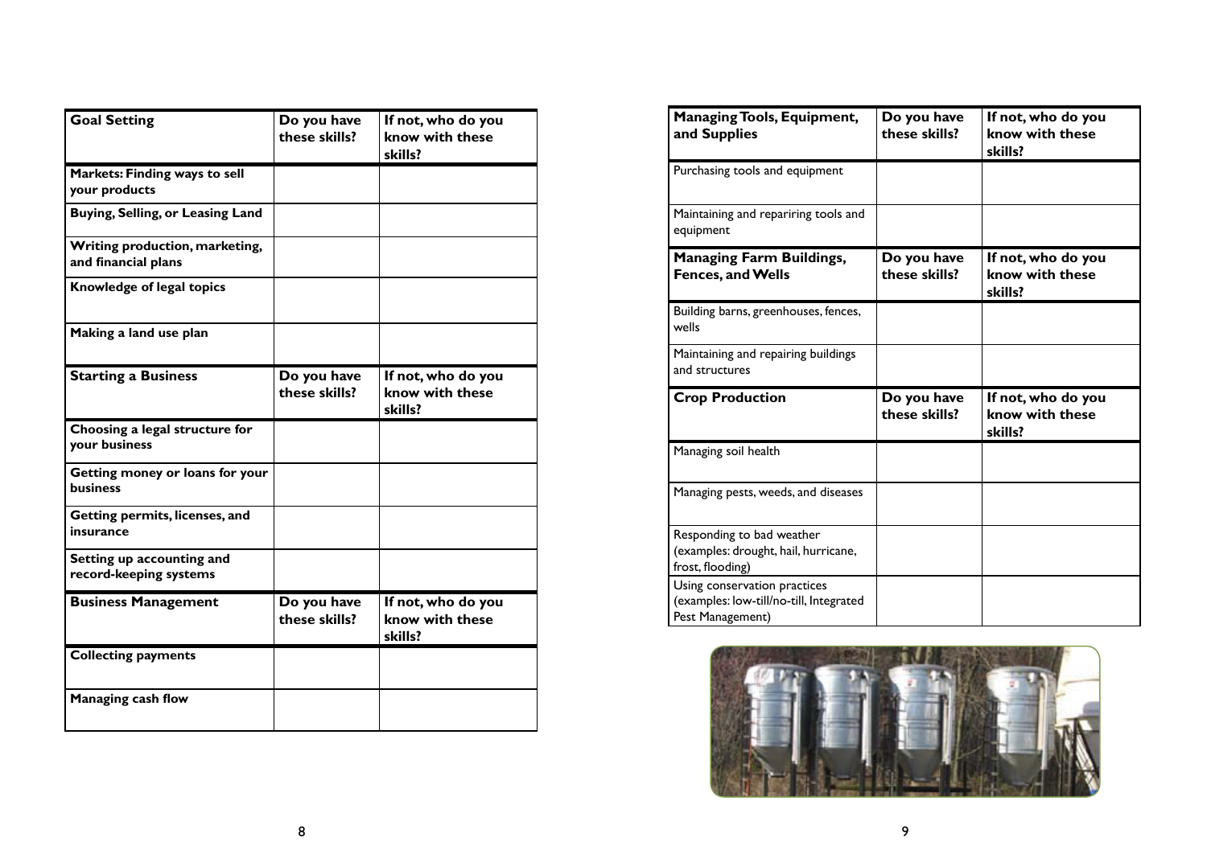| Goal Setting | Do you have these skills? | If not, who do you know with these skills? |
| --- | --- | --- |
| **Markets: Finding ways to sell your products** | | |
| **Buying, Selling, or Leasing Land** | | |
| **Writing production, marketing, and financial plans** | | |
| **Knowledge of legal topics** | | |
| **Making a land use plan** | | |

| Starting a Business | Do you have these skills? | If not, who do you know with these skills? |
| --- | --- | --- |
| **Choosing a legal structure for your business** | | |
| **Getting money or loans for your business** | | |
| **Getting permits, licenses, and insurance** | | |
| **Setting up accounting and record-keeping systems** | | |

| Business Management | Do you have these skills? | If not, who do you know with these skills? |
| --- | --- | --- |
| **Collecting payments** | | |
| **Managing cash flow** | | |

| Managing Tools, Equipment, and Supplies | Do you have these skills? | If not, who do you know with these skills? |
| --- | --- | --- |
| Purchasing tools and equipment | | |
| Maintaining and repariring tools and equipment | | |

| Managing Farm Buildings, Fences, and Wells | Do you have these skills? | If not, who do you know with these skills? |
| --- | --- | --- |
| Building barns, greenhouses, fences, wells | | |
| Maintaining and repairing buildings and structures | | |

| Crop Production | Do you have these skills? | If not, who do you know with these skills? |
| --- | --- | --- |
| Managing soil health | | |
| Managing pests, weeds, and diseases | | |
| Responding to bad weather (examples: drought, hail, hurricane, frost, flooding) | | |
| Using conservation practices (examples: low-till/no-till, Integrated Pest Management) | | |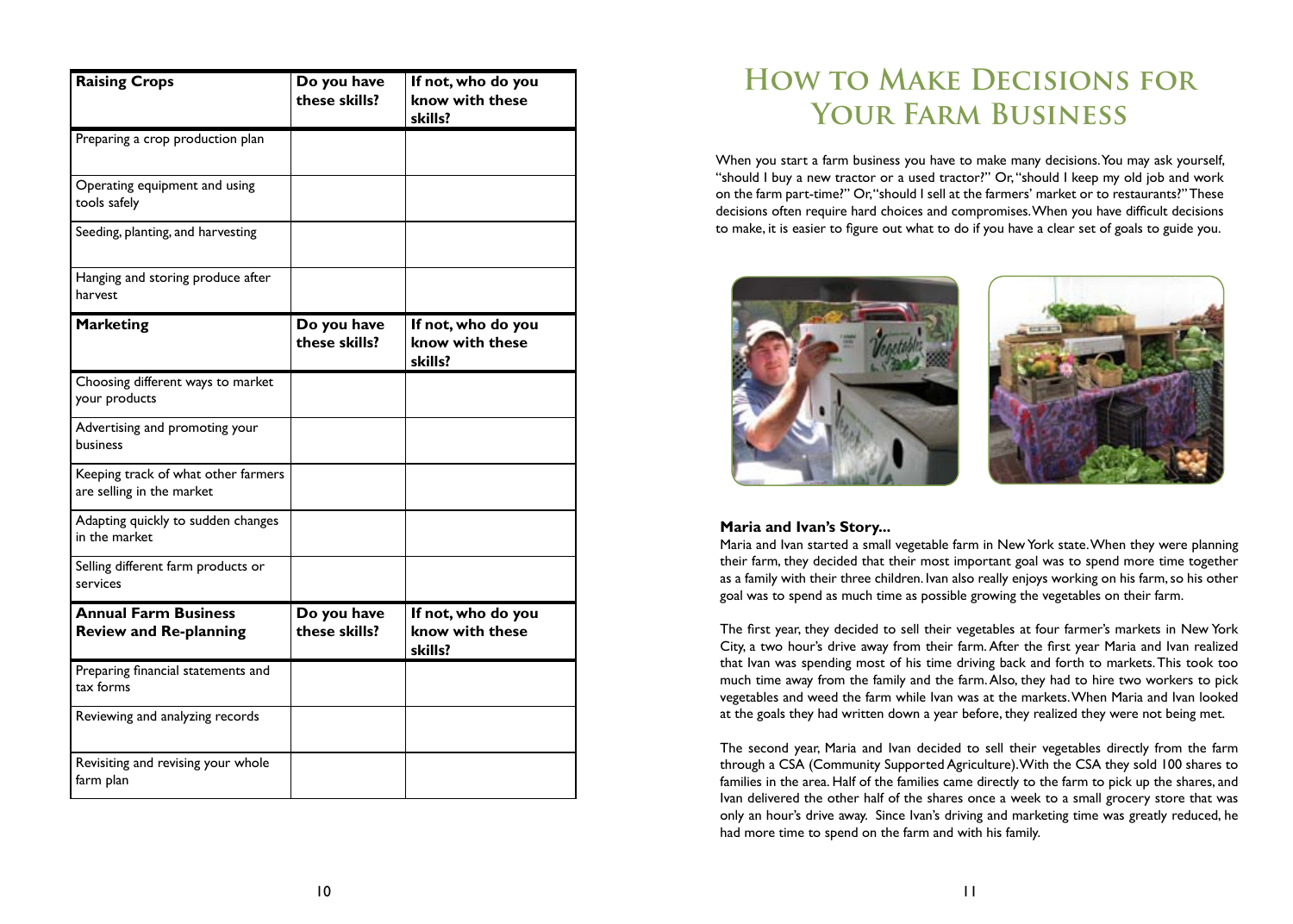| Raising Crops | Do you have these skills? | If not, who do you know with these skills? |
|---|---|---|
| Preparing a crop production plan | | |
| Operating equipment and using tools safely | | |
| Seeding, planting, and harvesting | | |
| Hanging and storing produce after harvest | | |

| Marketing | Do you have these skills? | If not, who do you know with these skills? |
|---|---|---|
| Choosing different ways to market your products | | |
| Advertising and promoting your business | | |
| Keeping track of what other farmers are selling in the market | | |
| Adapting quickly to sudden changes in the market | | |
| Selling different farm products or services | | |

| Annual Farm Business Review and Re-planning | Do you have these skills? | If not, who do you know with these skills? |
|---|---|---|
| Preparing financial statements and tax forms | | |
| Reviewing and analyzing records | | |
| Revisiting and revising your whole farm plan | | |

# How to Make Decisions for Your Farm Business

When you start a farm business you have to make many decisions. You may ask yourself, "should I buy a new tractor or a used tractor?" Or, "should I keep my old job and work on the farm part-time?" Or, "should I sell at the farmers' market or to restaurants?" These decisions often require hard choices and compromises. When you have difficult decisions to make, it is easier to figure out what to do if you have a clear set of goals to guide you.

**Maria and Ivan's Story...**

Maria and Ivan started a small vegetable farm in New York state. When they were planning their farm, they decided that their most important goal was to spend more time together as a family with their three children. Ivan also really enjoys working on his farm, so his other goal was to spend as much time as possible growing the vegetables on their farm.

The first year, they decided to sell their vegetables at four farmer's markets in New York City, a two hour's drive away from their farm. After the first year Maria and Ivan realized that Ivan was spending most of his time driving back and forth to markets. This took too much time away from the family and the farm. Also, they had to hire two workers to pick vegetables and weed the farm while Ivan was at the markets. When Maria and Ivan looked at the goals they had written down a year before, they realized they were not being met.

The second year, Maria and Ivan decided to sell their vegetables directly from the farm through a CSA (Community Supported Agriculture). With the CSA they sold 100 shares to families in the area. Half of the families came directly to the farm to pick up the shares, and Ivan delivered the other half of the shares once a week to a small grocery store that was only an hour's drive away. Since Ivan's driving and marketing time was greatly reduced, he had more time to spend on the farm and with his family.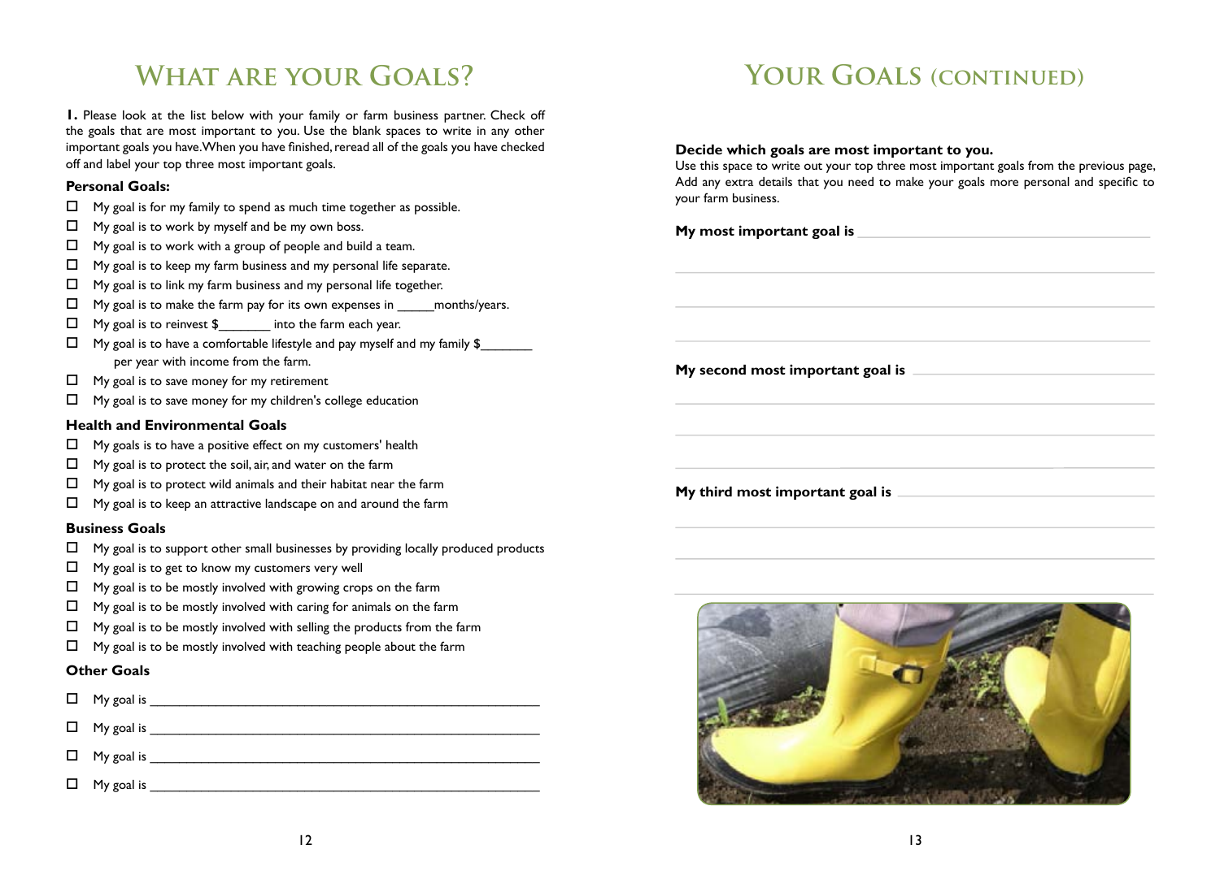# What are your Goals?

**1.** Please look at the list below with your family or farm business partner. Check off the goals that are most important to you. Use the blank spaces to write in any other important goals you have. When you have finished, reread all of the goals you have checked off and label your top three most important goals.

### Personal Goals:

- ☐ My goal is for my family to spend as much time together as possible.
- ☐ My goal is to work by myself and be my own boss.
- ☐ My goal is to work with a group of people and build a team.
- ☐ My goal is to keep my farm business and my personal life separate.
- ☐ My goal is to link my farm business and my personal life together.
- ☐ My goal is to make the farm pay for its own expenses in _____months/years.
- ☐ My goal is to reinvest $_______ into the farm each year.
- ☐ My goal is to have a comfortable lifestyle and pay myself and my family $_______ per year with income from the farm.
- ☐ My goal is to save money for my retirement
- ☐ My goal is to save money for my children's college education

### Health and Environmental Goals

- ☐ My goals is to have a positive effect on my customers' health
- ☐ My goal is to protect the soil, air, and water on the farm
- ☐ My goal is to protect wild animals and their habitat near the farm
- ☐ My goal is to keep an attractive landscape on and around the farm

### Business Goals

- ☐ My goal is to support other small businesses by providing locally produced products
- ☐ My goal is to get to know my customers very well
- ☐ My goal is to be mostly involved with growing crops on the farm
- ☐ My goal is to be mostly involved with caring for animals on the farm
- ☐ My goal is to be mostly involved with selling the products from the farm
- ☐ My goal is to be mostly involved with teaching people about the farm

### Other Goals

- ☐ My goal is ________________________________________________
- ☐ My goal is ________________________________________________
- ☐ My goal is ________________________________________________
- ☐ My goal is ________________________________________________

# Your Goals (continued)

**Decide which goals are most important to you.**
Use this space to write out your top three most important goals from the previous page, Add any extra details that you need to make your goals more personal and specific to your farm business.

**My most important goal is** ________________________________________

________________________________________________________________

________________________________________________________________

________________________________________________________________

**My second most important goal is** __________________________________

________________________________________________________________

________________________________________________________________

________________________________________________________________

**My third most important goal is** ____________________________________

________________________________________________________________

________________________________________________________________

________________________________________________________________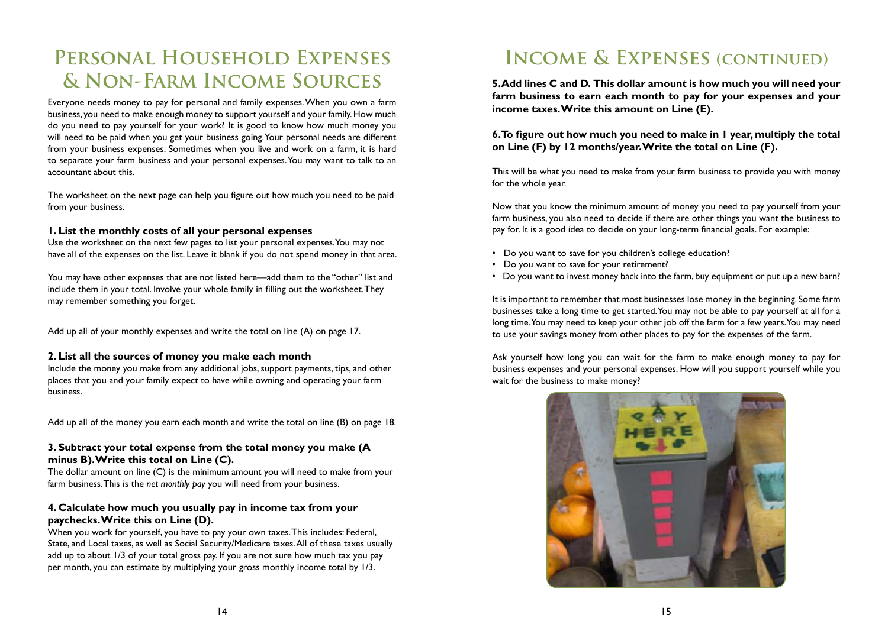# Personal Household Expenses & Non-Farm Income Sources

Everyone needs money to pay for personal and family expenses. When you own a farm business, you need to make enough money to support yourself and your family. How much do you need to pay yourself for your work? It is good to know how much money you will need to be paid when you get your business going. Your personal needs are different from your business expenses. Sometimes when you live and work on a farm, it is hard to separate your farm business and your personal expenses. You may want to talk to an accountant about this.

The worksheet on the next page can help you figure out how much you need to be paid from your business.

### 1. List the monthly costs of all your personal expenses

Use the worksheet on the next few pages to list your personal expenses. You may not have all of the expenses on the list. Leave it blank if you do not spend money in that area.

You may have other expenses that are not listed here—add them to the "other" list and include them in your total. Involve your whole family in filling out the worksheet. They may remember something you forget.

Add up all of your monthly expenses and write the total on line (A) on page 17.

### 2. List all the sources of money you make each month

Include the money you make from any additional jobs, support payments, tips, and other places that you and your family expect to have while owning and operating your farm business.

Add up all of the money you earn each month and write the total on line (B) on page 18.

### 3. Subtract your total expense from the total money you make (A minus B). Write this total on Line (C).

The dollar amount on line (C) is the minimum amount you will need to make from your farm business. This is the *net monthly pay* you will need from your business.

### 4. Calculate how much you usually pay in income tax from your paychecks. Write this on Line (D).

When you work for yourself, you have to pay your own taxes. This includes: Federal, State, and Local taxes, as well as Social Security/Medicare taxes. All of these taxes usually add up to about 1/3 of your total gross pay. If you are not sure how much tax you pay per month, you can estimate by multiplying your gross monthly income total by 1/3.

# Income & Expenses (continued)

**5. Add lines C and D. This dollar amount is how much you will need your farm business to earn each month to pay for your expenses and your income taxes. Write this amount on Line (E).**

**6. To figure out how much you need to make in 1 year, multiply the total on Line (F) by 12 months/year. Write the total on Line (F).**

This will be what you need to make from your farm business to provide you with money for the whole year.

Now that you know the minimum amount of money you need to pay yourself from your farm business, you also need to decide if there are other things you want the business to pay for. It is a good idea to decide on your long-term financial goals. For example:

- Do you want to save for you children's college education?
- Do you want to save for your retirement?
- Do you want to invest money back into the farm, buy equipment or put up a new barn?

It is important to remember that most businesses lose money in the beginning. Some farm businesses take a long time to get started. You may not be able to pay yourself at all for a long time. You may need to keep your other job off the farm for a few years. You may need to use your savings money from other places to pay for the expenses of the farm.

Ask yourself how long you can wait for the farm to make enough money to pay for business expenses and your personal expenses. How will you support yourself while you wait for the business to make money?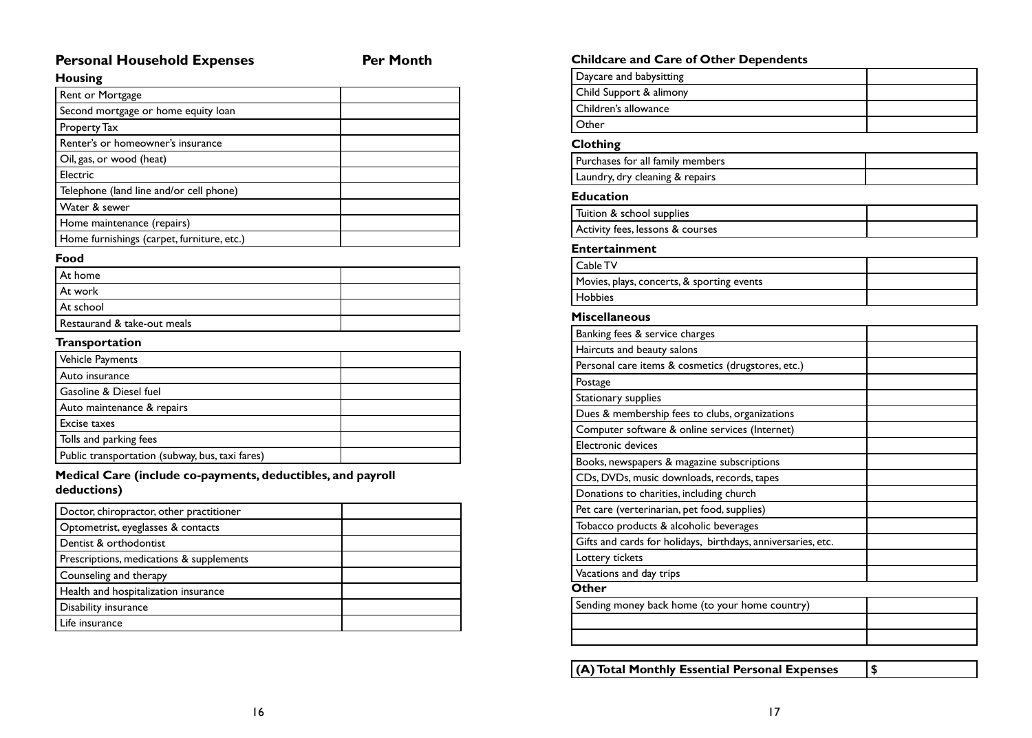## Personal Household Expenses — Per Month

### Housing

| Item | Per Month |
|---|---|
| Rent or Mortgage | |
| Second mortgage or home equity loan | |
| Property Tax | |
| Renter's or homeowner's insurance | |
| Oil, gas, or wood (heat) | |
| Electric | |
| Telephone (land line and/or cell phone) | |
| Water & sewer | |
| Home maintenance (repairs) | |
| Home furnishings (carpet, furniture, etc.) | |

### Food

| Item | Per Month |
|---|---|
| At home | |
| At work | |
| At school | |
| Restaurand & take-out meals | |

### Transportation

| Item | Per Month |
|---|---|
| Vehicle Payments | |
| Auto insurance | |
| Gasoline & Diesel fuel | |
| Auto maintenance & repairs | |
| Excise taxes | |
| Tolls and parking fees | |
| Public transportation (subway, bus, taxi fares) | |

### Medical Care (include co-payments, deductibles, and payroll deductions)

| Item | Per Month |
|---|---|
| Doctor, chiropractor, other practitioner | |
| Optometrist, eyeglasses & contacts | |
| Dentist & orthodontist | |
| Prescriptions, medications & supplements | |
| Counseling and therapy | |
| Health and hospitalization insurance | |
| Disability insurance | |
| Life insurance | |

### Childcare and Care of Other Dependents

| Item | Per Month |
|---|---|
| Daycare and babysitting | |
| Child Support & alimony | |
| Children's allowance | |
| Other | |

### Clothing

| Item | Per Month |
|---|---|
| Purchases for all family members | |
| Laundry, dry cleaning & repairs | |

### Education

| Item | Per Month |
|---|---|
| Tuition & school supplies | |
| Activity fees, lessons & courses | |

### Entertainment

| Item | Per Month |
|---|---|
| Cable TV | |
| Movies, plays, concerts, & sporting events | |
| Hobbies | |

### Miscellaneous

| Item | Per Month |
|---|---|
| Banking fees & service charges | |
| Haircuts and beauty salons | |
| Personal care items & cosmetics (drugstores, etc.) | |
| Postage | |
| Stationary supplies | |
| Dues & membership fees to clubs, organizations | |
| Computer software & online services (Internet) | |
| Electronic devices | |
| Books, newspapers & magazine subscriptions | |
| CDs, DVDs, music downloads, records, tapes | |
| Donations to charities, including church | |
| Pet care (verterinarian, pet food, supplies) | |
| Tobacco products & alcoholic beverages | |
| Gifts and cards for holidays, birthdays, anniversaries, etc. | |
| Lottery tickets | |
| Vacations and day trips | |

### Other

| Item | Per Month |
|---|---|
| Sending money back home (to your home country) | |
| | |
| | |

| **(A) Total Monthly Essential Personal Expenses** | **$** |
|---|---|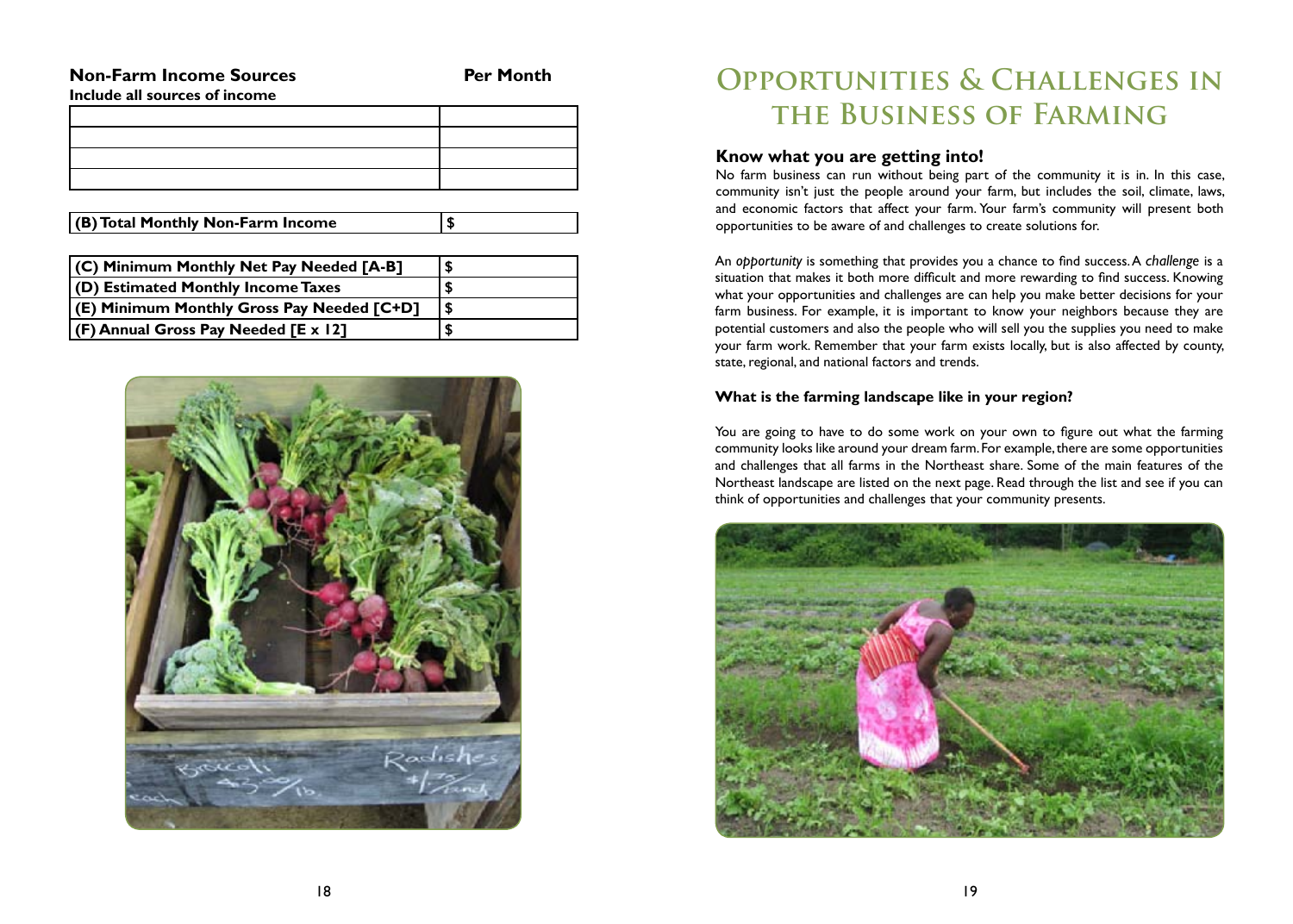**Non-Farm Income Sources** **Per Month**

**Include all sources of income**

| | |
|---|---|
| | |
| | |
| | |
| | |

| | |
|---|---|
| **(B) Total Monthly Non-Farm Income** | **$** |

| | |
|---|---|
| **(C) Minimum Monthly Net Pay Needed [A-B]** | **$** |
| **(D) Estimated Monthly Income Taxes** | **$** |
| **(E) Minimum Monthly Gross Pay Needed [C+D]** | **$** |
| **(F) Annual Gross Pay Needed [E x 12]** | **$** |

# Opportunities & Challenges in the Business of Farming

## Know what you are getting into!

No farm business can run without being part of the community it is in. In this case, community isn't just the people around your farm, but includes the soil, climate, laws, and economic factors that affect your farm. Your farm's community will present both opportunities to be aware of and challenges to create solutions for.

An *opportunity* is something that provides you a chance to find success. A *challenge* is a situation that makes it both more difficult and more rewarding to find success. Knowing what your opportunities and challenges are can help you make better decisions for your farm business. For example, it is important to know your neighbors because they are potential customers and also the people who will sell you the supplies you need to make your farm work. Remember that your farm exists locally, but is also affected by county, state, regional, and national factors and trends.

### What is the farming landscape like in your region?

You are going to have to do some work on your own to figure out what the farming community looks like around your dream farm. For example, there are some opportunities and challenges that all farms in the Northeast share. Some of the main features of the Northeast landscape are listed on the next page. Read through the list and see if you can think of opportunities and challenges that your community presents.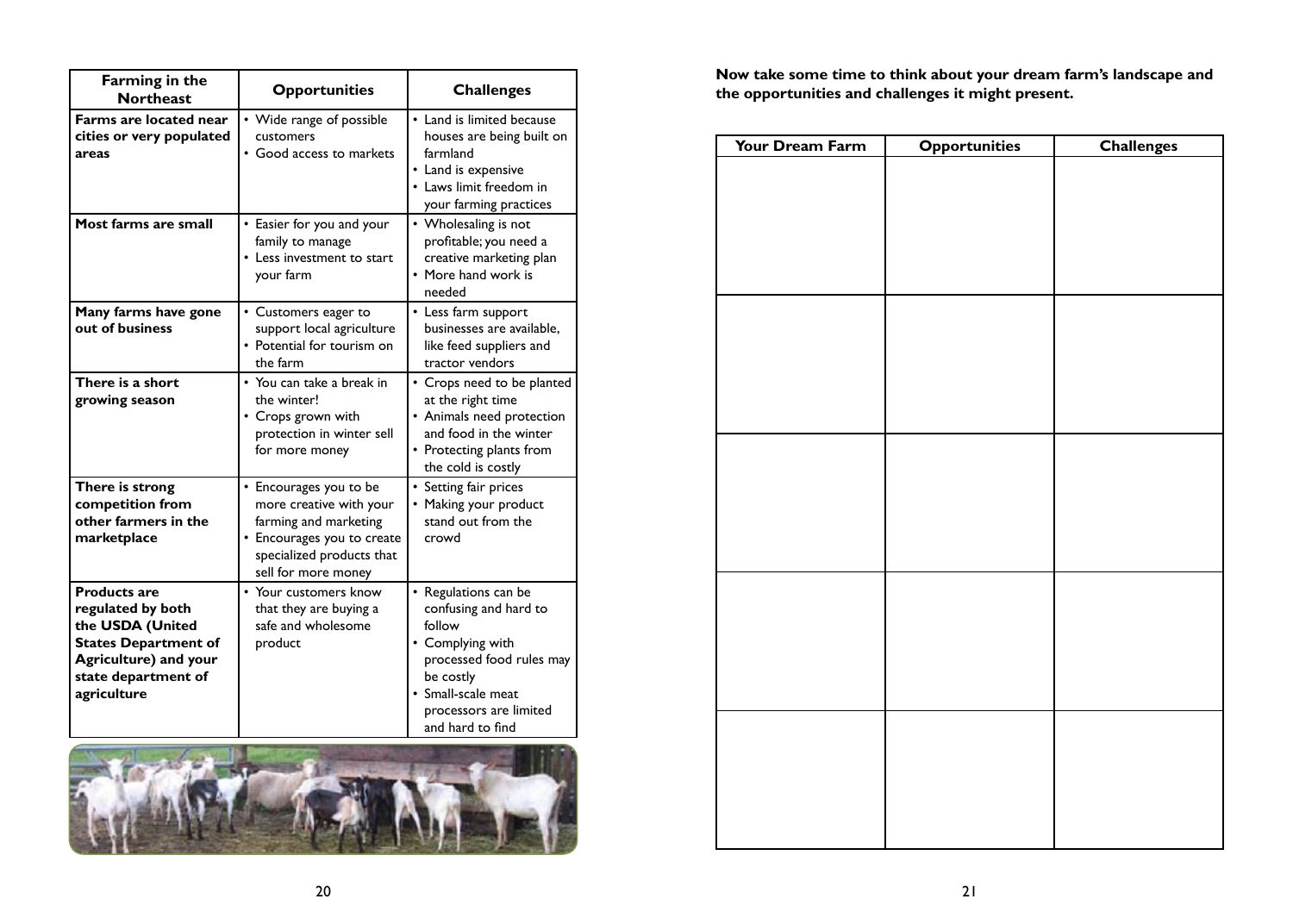| Farming in the Northeast | Opportunities | Challenges |
|---|---|---|
| **Farms are located near cities or very populated areas** | • Wide range of possible customers<br>• Good access to markets | • Land is limited because houses are being built on farmland<br>• Land is expensive<br>• Laws limit freedom in your farming practices |
| **Most farms are small** | • Easier for you and your family to manage<br>• Less investment to start your farm | • Wholesaling is not profitable; you need a creative marketing plan<br>• More hand work is needed |
| **Many farms have gone out of business** | • Customers eager to support local agriculture<br>• Potential for tourism on the farm | • Less farm support businesses are available, like feed suppliers and tractor vendors |
| **There is a short growing season** | • You can take a break in the winter!<br>• Crops grown with protection in winter sell for more money | • Crops need to be planted at the right time<br>• Animals need protection and food in the winter<br>• Protecting plants from the cold is costly |
| **There is strong competition from other farmers in the marketplace** | • Encourages you to be more creative with your farming and marketing<br>• Encourages you to create specialized products that sell for more money | • Setting fair prices<br>• Making your product stand out from the crowd |
| **Products are regulated by both the USDA (United States Department of Agriculture) and your state department of agriculture** | • Your customers know that they are buying a safe and wholesome product | • Regulations can be confusing and hard to follow<br>• Complying with processed food rules may be costly<br>• Small-scale meat processors are limited and hard to find |

**Now take some time to think about your dream farm's landscape and the opportunities and challenges it might present.**

| Your Dream Farm | Opportunities | Challenges |
|---|---|---|
| | | |
| | | |
| | | |
| | | |
| | | |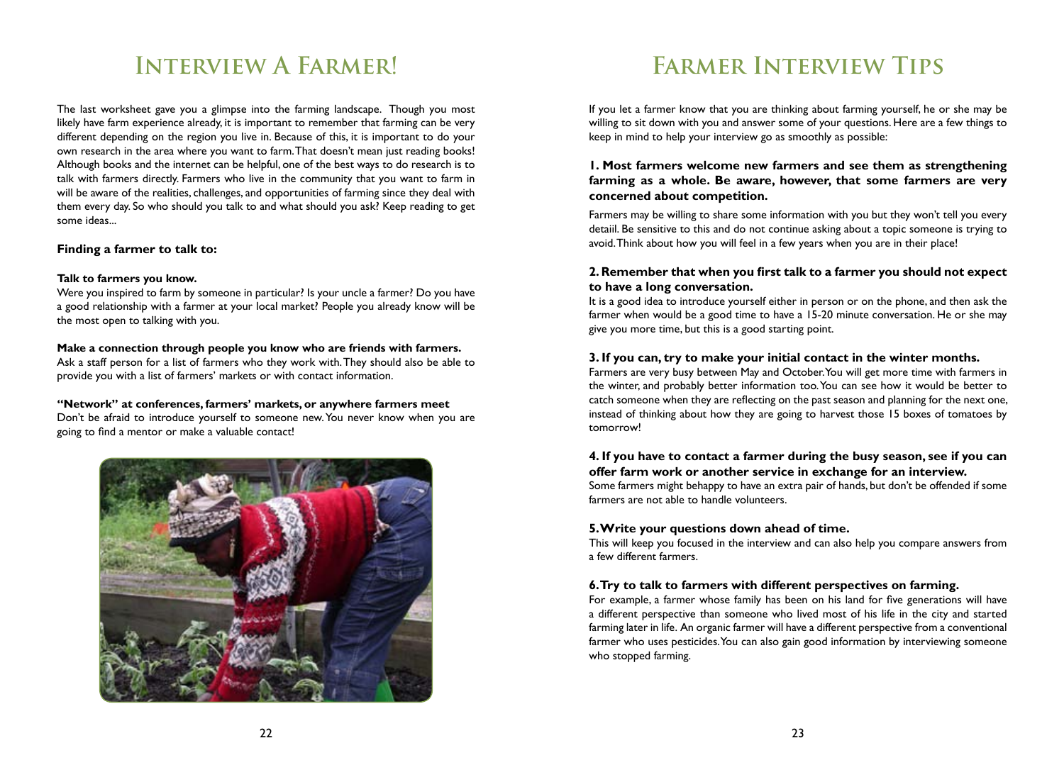# Interview A Farmer!

The last worksheet gave you a glimpse into the farming landscape. Though you most likely have farm experience already, it is important to remember that farming can be very different depending on the region you live in. Because of this, it is important to do your own research in the area where you want to farm. That doesn't mean just reading books! Although books and the internet can be helpful, one of the best ways to do research is to talk with farmers directly. Farmers who live in the community that you want to farm in will be aware of the realities, challenges, and opportunities of farming since they deal with them every day. So who should you talk to and what should you ask? Keep reading to get some ideas...

### Finding a farmer to talk to:

**Talk to farmers you know.**
Were you inspired to farm by someone in particular? Is your uncle a farmer? Do you have a good relationship with a farmer at your local market? People you already know will be the most open to talking with you.

**Make a connection through people you know who are friends with farmers.**
Ask a staff person for a list of farmers who they work with. They should also be able to provide you with a list of farmers' markets or with contact information.

**"Network" at conferences, farmers' markets, or anywhere farmers meet**
Don't be afraid to introduce yourself to someone new. You never know when you are going to find a mentor or make a valuable contact!

# Farmer Interview Tips

If you let a farmer know that you are thinking about farming yourself, he or she may be willing to sit down with you and answer some of your questions. Here are a few things to keep in mind to help your interview go as smoothly as possible:

**1. Most farmers welcome new farmers and see them as strengthening farming as a whole. Be aware, however, that some farmers are very concerned about competition.**

Farmers may be willing to share some information with you but they won't tell you every detaiil. Be sensitive to this and do not continue asking about a topic someone is trying to avoid. Think about how you will feel in a few years when you are in their place!

**2. Remember that when you first talk to a farmer you should not expect to have a long conversation.**
It is a good idea to introduce yourself either in person or on the phone, and then ask the farmer when would be a good time to have a 15-20 minute conversation. He or she may give you more time, but this is a good starting point.

**3. If you can, try to make your initial contact in the winter months.**
Farmers are very busy between May and October. You will get more time with farmers in the winter, and probably better information too. You can see how it would be better to catch someone when they are reflecting on the past season and planning for the next one, instead of thinking about how they are going to harvest those 15 boxes of tomatoes by tomorrow!

**4. If you have to contact a farmer during the busy season, see if you can offer farm work or another service in exchange for an interview.**
Some farmers might behappy to have an extra pair of hands, but don't be offended if some farmers are not able to handle volunteers.

**5. Write your questions down ahead of time.**
This will keep you focused in the interview and can also help you compare answers from a few different farmers.

**6. Try to talk to farmers with different perspectives on farming.**
For example, a farmer whose family has been on his land for five generations will have a different perspective than someone who lived most of his life in the city and started farming later in life. An organic farmer will have a different perspective from a conventional farmer who uses pesticides. You can also gain good information by interviewing someone who stopped farming.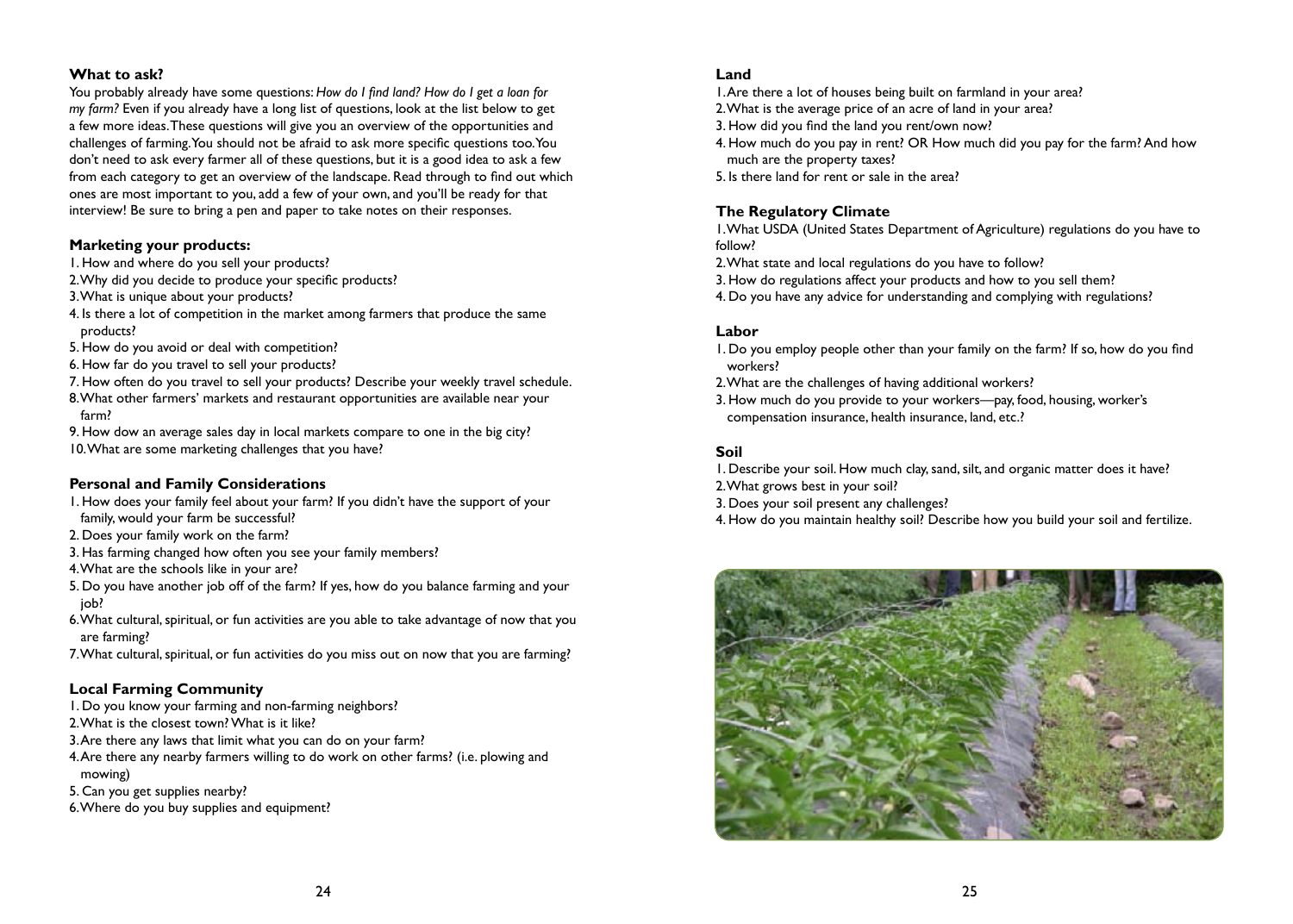### What to ask?

You probably already have some questions: *How do I find land? How do I get a loan for my farm?* Even if you already have a long list of questions, look at the list below to get a few more ideas. These questions will give you an overview of the opportunities and challenges of farming. You should not be afraid to ask more specific questions too. You don't need to ask every farmer all of these questions, but it is a good idea to ask a few from each category to get an overview of the landscape. Read through to find out which ones are most important to you, add a few of your own, and you'll be ready for that interview! Be sure to bring a pen and paper to take notes on their responses.

### Marketing your products:

1. How and where do you sell your products?
2. Why did you decide to produce your specific products?
3. What is unique about your products?
4. Is there a lot of competition in the market among farmers that produce the same products?
5. How do you avoid or deal with competition?
6. How far do you travel to sell your products?
7. How often do you travel to sell your products? Describe your weekly travel schedule.
8. What other farmers' markets and restaurant opportunities are available near your farm?
9. How dow an average sales day in local markets compare to one in the big city?
10. What are some marketing challenges that you have?

### Personal and Family Considerations

1. How does your family feel about your farm? If you didn't have the support of your family, would your farm be successful?
2. Does your family work on the farm?
3. Has farming changed how often you see your family members?
4. What are the schools like in your are?
5. Do you have another job off of the farm? If yes, how do you balance farming and your job?
6. What cultural, spiritual, or fun activities are you able to take advantage of now that you are farming?
7. What cultural, spiritual, or fun activities do you miss out on now that you are farming?

### Local Farming Community

1. Do you know your farming and non-farming neighbors?
2. What is the closest town? What is it like?
3. Are there any laws that limit what you can do on your farm?
4. Are there any nearby farmers willing to do work on other farms? (i.e. plowing and mowing)
5. Can you get supplies nearby?
6. Where do you buy supplies and equipment?

### Land

1. Are there a lot of houses being built on farmland in your area?
2. What is the average price of an acre of land in your area?
3. How did you find the land you rent/own now?
4. How much do you pay in rent? OR How much did you pay for the farm? And how much are the property taxes?
5. Is there land for rent or sale in the area?

### The Regulatory Climate

1. What USDA (United States Department of Agriculture) regulations do you have to follow?
2. What state and local regulations do you have to follow?
3. How do regulations affect your products and how to you sell them?
4. Do you have any advice for understanding and complying with regulations?

### Labor

1. Do you employ people other than your family on the farm? If so, how do you find workers?
2. What are the challenges of having additional workers?
3. How much do you provide to your workers—pay, food, housing, worker's compensation insurance, health insurance, land, etc.?

### Soil

1. Describe your soil. How much clay, sand, silt, and organic matter does it have?
2. What grows best in your soil?
3. Does your soil present any challenges?
4. How do you maintain healthy soil? Describe how you build your soil and fertilize.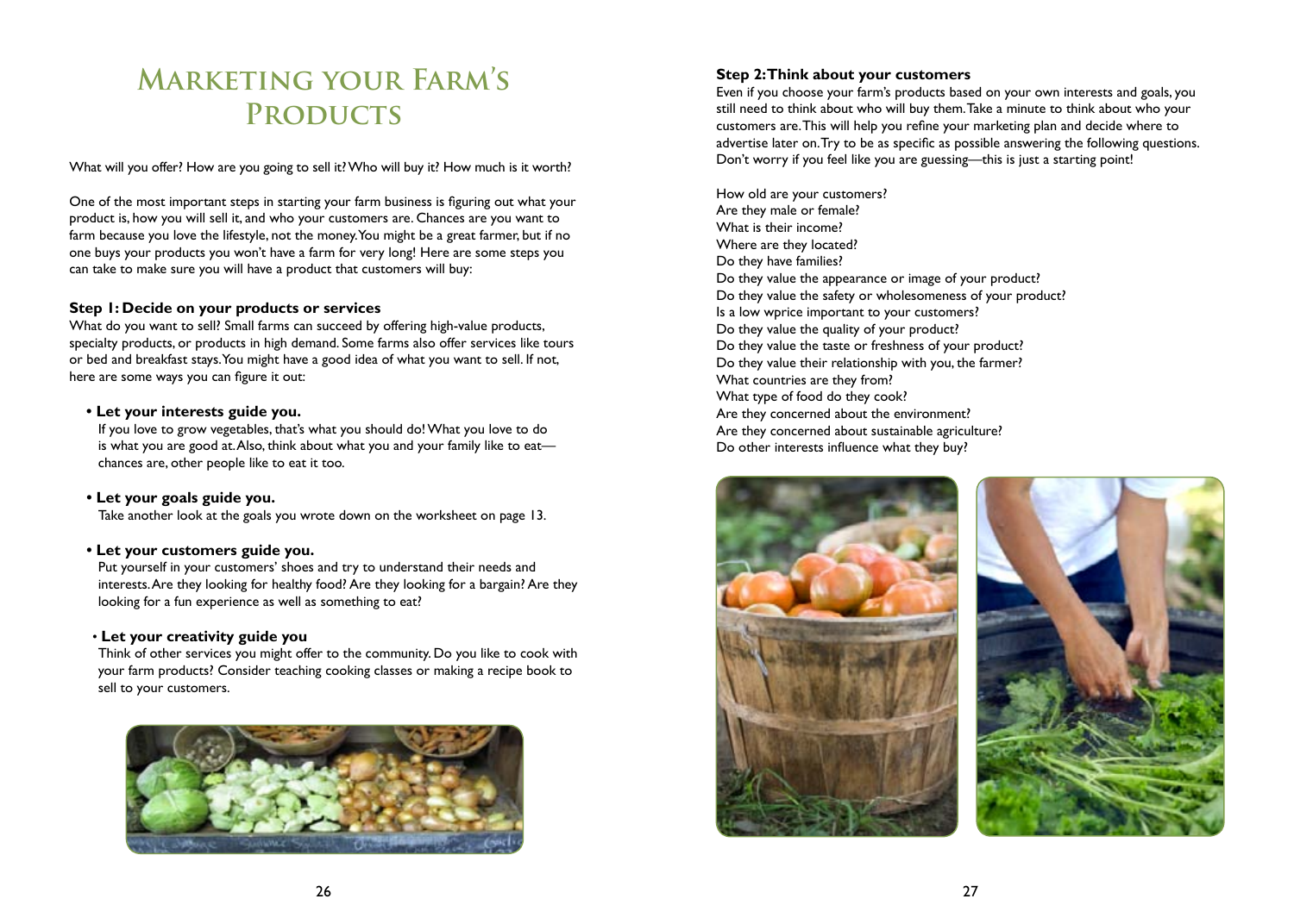# Marketing your Farm's Products

What will you offer? How are you going to sell it? Who will buy it? How much is it worth?

One of the most important steps in starting your farm business is figuring out what your product is, how you will sell it, and who your customers are. Chances are you want to farm because you love the lifestyle, not the money. You might be a great farmer, but if no one buys your products you won't have a farm for very long! Here are some steps you can take to make sure you will have a product that customers will buy:

**Step 1: Decide on your products or services**

What do you want to sell? Small farms can succeed by offering high-value products, specialty products, or products in high demand. Some farms also offer services like tours or bed and breakfast stays. You might have a good idea of what you want to sell. If not, here are some ways you can figure it out:

- **Let your interests guide you.**
  If you love to grow vegetables, that's what you should do! What you love to do is what you are good at. Also, think about what you and your family like to eat—chances are, other people like to eat it too.

- **Let your goals guide you.**
  Take another look at the goals you wrote down on the worksheet on page 13.

- **Let your customers guide you.**
  Put yourself in your customers' shoes and try to understand their needs and interests. Are they looking for healthy food? Are they looking for a bargain? Are they looking for a fun experience as well as something to eat?

- **Let your creativity guide you**
  Think of other services you might offer to the community. Do you like to cook with your farm products? Consider teaching cooking classes or making a recipe book to sell to your customers.

**Step 2: Think about your customers**

Even if you choose your farm's products based on your own interests and goals, you still need to think about who will buy them. Take a minute to think about who your customers are. This will help you refine your marketing plan and decide where to advertise later on. Try to be as specific as possible answering the following questions. Don't worry if you feel like you are guessing—this is just a starting point!

How old are your customers?
Are they male or female?
What is their income?
Where are they located?
Do they have families?
Do they value the appearance or image of your product?
Do they value the safety or wholesomeness of your product?
Is a low wprice important to your customers?
Do they value the quality of your product?
Do they value the taste or freshness of your product?
Do they value their relationship with you, the farmer?
What countries are they from?
What type of food do they cook?
Are they concerned about the environment?
Are they concerned about sustainable agriculture?
Do other interests influence what they buy?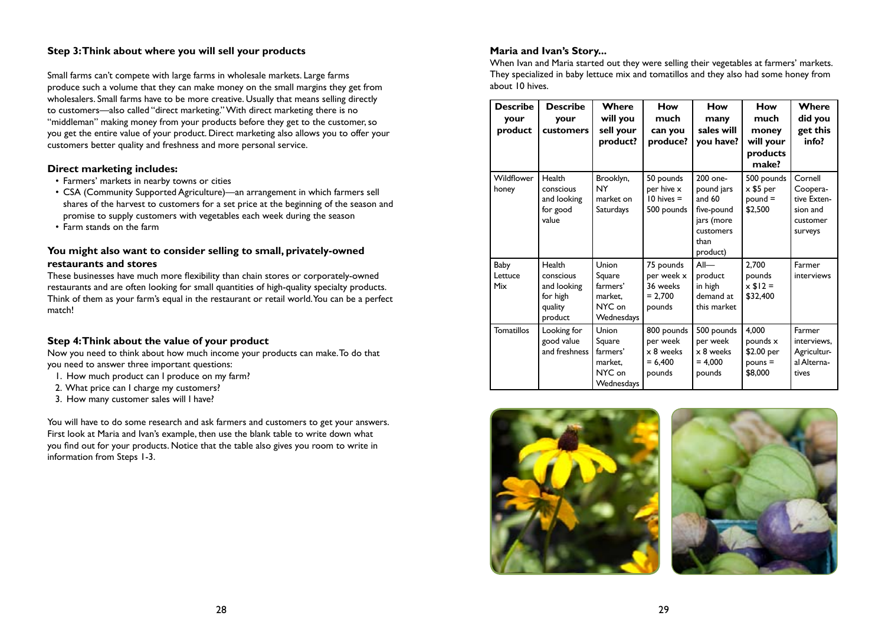### Step 3: Think about where you will sell your products

Small farms can't compete with large farms in wholesale markets. Large farms produce such a volume that they can make money on the small margins they get from wholesalers. Small farms have to be more creative. Usually that means selling directly to customers—also called "direct marketing." With direct marketing there is no "middleman" making money from your products before they get to the customer, so you get the entire value of your product. Direct marketing also allows you to offer your customers better quality and freshness and more personal service.

#### Direct marketing includes:

- Farmers' markets in nearby towns or cities
- CSA (Community Supported Agriculture)—an arrangement in which farmers sell shares of the harvest to customers for a set price at the beginning of the season and promise to supply customers with vegetables each week during the season
- Farm stands on the farm

#### You might also want to consider selling to small, privately-owned restaurants and stores

These businesses have much more flexibility than chain stores or corporately-owned restaurants and are often looking for small quantities of high-quality specialty products. Think of them as your farm's equal in the restaurant or retail world. You can be a perfect match!

### Step 4: Think about the value of your product

Now you need to think about how much income your products can make. To do that you need to answer three important questions:

1. How much product can I produce on my farm?
2. What price can I charge my customers?
3. How many customer sales will I have?

You will have to do some research and ask farmers and customers to get your answers. First look at Maria and Ivan's example, then use the blank table to write down what you find out for your products. Notice that the table also gives you room to write in information from Steps 1-3.

### Maria and Ivan's Story...

When Ivan and Maria started out they were selling their vegetables at farmers' markets. They specialized in baby lettuce mix and tomatillos and they also had some honey from about 10 hives.

| Describe your product | Describe your customers | Where will you sell your product? | How much can you produce? | How many sales will you have? | How much money will your products make? | Where did you get this info? |
|---|---|---|---|---|---|---|
| Wildflower honey | Health conscious and looking for good value | Brooklyn, NY market on Saturdays | 50 pounds per hive x 10 hives = 500 pounds | 200 one-pound jars and 60 five-pound jars (more customers than product) | 500 pounds x $5 per pound = $2,500 | Cornell Cooperative Extension and customer surveys |
| Baby Lettuce Mix | Health conscious and looking for high quality product | Union Square farmers' market, NYC on Wednesdays | 75 pounds per week x 36 weeks = 2,700 pounds | All—product in high demand at this market | 2,700 pounds x $12 = $32,400 | Farmer interviews |
| Tomatillos | Looking for good value and freshness | Union Square farmers' market, NYC on Wednesdays | 800 pounds per week x 8 weeks = 6,400 pounds | 500 pounds per week x 8 weeks = 4,000 pounds | 4,000 pounds x $2.00 per pouns = $8,000 | Farmer interviews, Agricultural Alternatives |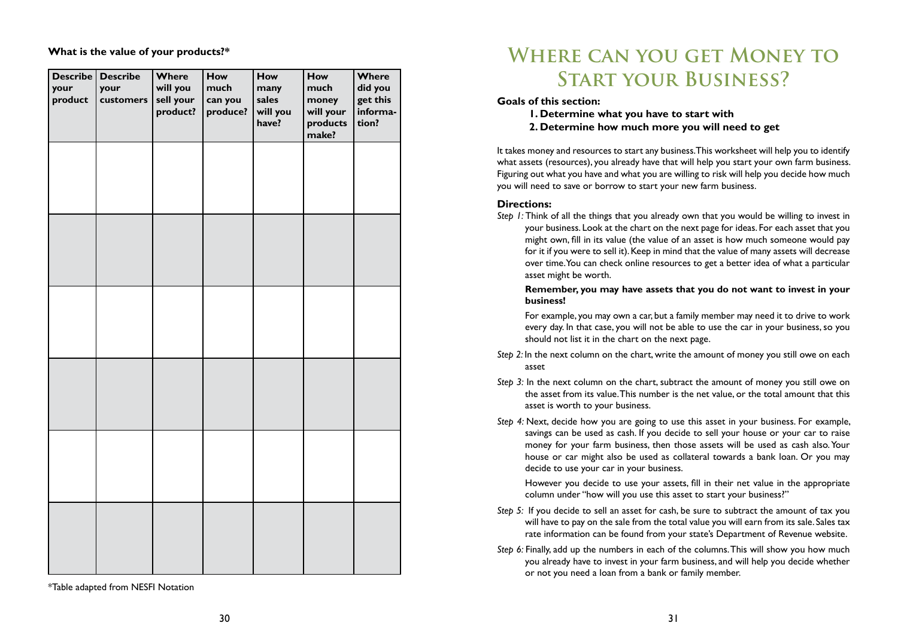**What is the value of your products?***

| Describe your product | Describe your customers | Where will you sell your product? | How much can you produce? | How many sales will you have? | How much money will your products make? | Where did you get this information? |
|---|---|---|---|---|---|---|
| | | | | | | |
| | | | | | | |
| | | | | | | |
| | | | | | | |
| | | | | | | |
| | | | | | | |

*Table adapted from NESFI Notation

# Where can you get Money to Start your Business?

**Goals of this section:**

**1. Determine what you have to start with**

**2. Determine how much more you will need to get**

It takes money and resources to start any business. This worksheet will help you to identify what assets (resources), you already have that will help you start your own farm business. Figuring out what you have and what you are willing to risk will help you decide how much you will need to save or borrow to start your new farm business.

**Directions:**

*Step 1:* Think of all the things that you already own that you would be willing to invest in your business. Look at the chart on the next page for ideas. For each asset that you might own, fill in its value (the value of an asset is how much someone would pay for it if you were to sell it). Keep in mind that the value of many assets will decrease over time. You can check online resources to get a better idea of what a particular asset might be worth.

**Remember, you may have assets that you do not want to invest in your business!**

For example, you may own a car, but a family member may need it to drive to work every day. In that case, you will not be able to use the car in your business, so you should not list it in the chart on the next page.

*Step 2:* In the next column on the chart, write the amount of money you still owe on each asset

*Step 3:* In the next column on the chart, subtract the amount of money you still owe on the asset from its value. This number is the net value, or the total amount that this asset is worth to your business.

*Step 4:* Next, decide how you are going to use this asset in your business. For example, savings can be used as cash. If you decide to sell your house or your car to raise money for your farm business, then those assets will be used as cash also. Your house or car might also be used as collateral towards a bank loan. Or you may decide to use your car in your business.

However you decide to use your assets, fill in their net value in the appropriate column under "how will you use this asset to start your business?"

*Step 5:* If you decide to sell an asset for cash, be sure to subtract the amount of tax you will have to pay on the sale from the total value you will earn from its sale. Sales tax rate information can be found from your state's Department of Revenue website.

*Step 6:* Finally, add up the numbers in each of the columns. This will show you how much you already have to invest in your farm business, and will help you decide whether or not you need a loan from a bank or family member.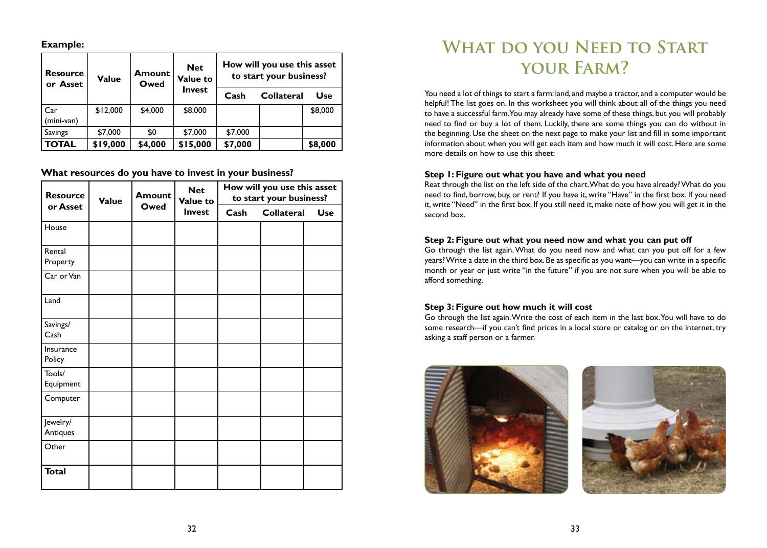**Example:**

| Resource or Asset | Value | Amount Owed | Net Value to Invest | How will you use this asset to start your business? | | |
|---|---|---|---|---|---|---|
| | | | | Cash | Collateral | Use |
| Car (mini-van) | $12,000 | $4,000 | $8,000 | | | $8,000 |
| Savings | $7,000 | $0 | $7,000 | $7,000 | | |
| **TOTAL** | **$19,000** | **$4,000** | **$15,000** | **$7,000** | | **$8,000** |

**What resources do you have to invest in your business?**

| Resource or Asset | Value | Amount Owed | Net Value to Invest | How will you use this asset to start your business? | | |
|---|---|---|---|---|---|---|
| | | | | Cash | Collateral | Use |
| House | | | | | | |
| Rental Property | | | | | | |
| Car or Van | | | | | | |
| Land | | | | | | |
| Savings/ Cash | | | | | | |
| Insurance Policy | | | | | | |
| Tools/ Equipment | | | | | | |
| Computer | | | | | | |
| Jewelry/ Antiques | | | | | | |
| Other | | | | | | |
| **Total** | | | | | | |

# What do you Need to Start your Farm?

You need a lot of things to start a farm: land, and maybe a tractor, and a computer would be helpful! The list goes on. In this worksheet you will think about all of the things you need to have a successful farm. You may already have some of these things, but you will probably need to find or buy a lot of them. Luckily, there are some things you can do without in the beginning. Use the sheet on the next page to make your list and fill in some important information about when you will get each item and how much it will cost. Here are some more details on how to use this sheet:

**Step 1: Figure out what you have and what you need**

Reat through the list on the left side of the chart. What do you have already? What do you need to find, borrow, buy, or rent? If you have it, write "Have" in the first box. If you need it, write "Need" in the first box. If you still need it, make note of how you will get it in the second box.

**Step 2: Figure out what you need now and what you can put off**

Go through the list again. What do you need now and what can you put off for a few years? Write a date in the third box. Be as specific as you want—you can write in a specific month or year or just write "in the future" if you are not sure when you will be able to afford something.

**Step 3: Figure out how much it will cost**

Go through the list again. Write the cost of each item in the last box. You will have to do some research—if you can't find prices in a local store or catalog or on the internet, try asking a staff person or a farmer.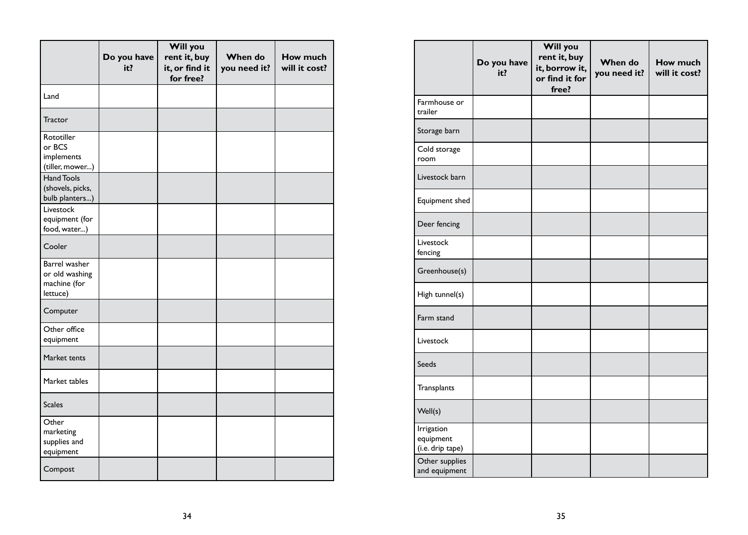| | Do you have it? | Will you rent it, buy it, or find it for free? | When do you need it? | How much will it cost? |
|---|---|---|---|---|
| Land | | | | |
| Tractor | | | | |
| Rototiller or BCS implements (tiller, mower...) | | | | |
| Hand Tools (shovels, picks, bulb planters...) | | | | |
| Livestock equipment (for food, water...) | | | | |
| Cooler | | | | |
| Barrel washer or old washing machine (for lettuce) | | | | |
| Computer | | | | |
| Other office equipment | | | | |
| Market tents | | | | |
| Market tables | | | | |
| Scales | | | | |
| Other marketing supplies and equipment | | | | |
| Compost | | | | |

| | Do you have it? | Will you rent it, buy it, borrow it, or find it for free? | When do you need it? | How much will it cost? |
|---|---|---|---|---|
| Farmhouse or trailer | | | | |
| Storage barn | | | | |
| Cold storage room | | | | |
| Livestock barn | | | | |
| Equipment shed | | | | |
| Deer fencing | | | | |
| Livestock fencing | | | | |
| Greenhouse(s) | | | | |
| High tunnel(s) | | | | |
| Farm stand | | | | |
| Livestock | | | | |
| Seeds | | | | |
| Transplants | | | | |
| Well(s) | | | | |
| Irrigation equipment (i.e. drip tape) | | | | |
| Other supplies and equipment | | | | |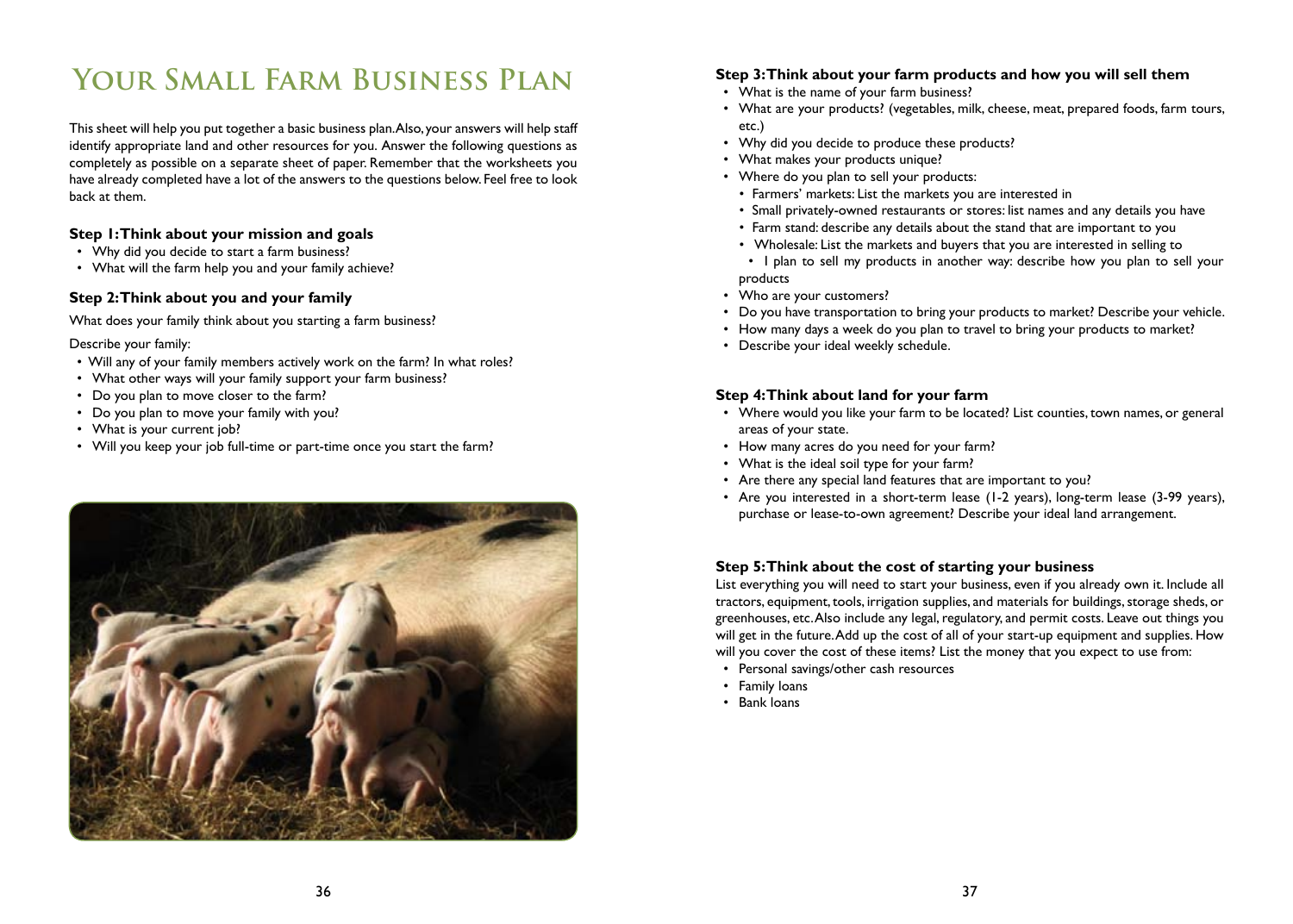# Your Small Farm Business Plan

This sheet will help you put together a basic business plan. Also, your answers will help staff identify appropriate land and other resources for you. Answer the following questions as completely as possible on a separate sheet of paper. Remember that the worksheets you have already completed have a lot of the answers to the questions below. Feel free to look back at them.

### Step 1: Think about your mission and goals

- Why did you decide to start a farm business?
- What will the farm help you and your family achieve?

### Step 2: Think about you and your family

What does your family think about you starting a farm business?

Describe your family:

- Will any of your family members actively work on the farm? In what roles?
- What other ways will your family support your farm business?
- Do you plan to move closer to the farm?
- Do you plan to move your family with you?
- What is your current job?
- Will you keep your job full-time or part-time once you start the farm?

### Step 3: Think about your farm products and how you will sell them

- What is the name of your farm business?
- What are your products? (vegetables, milk, cheese, meat, prepared foods, farm tours, etc.)
- Why did you decide to produce these products?
- What makes your products unique?
- Where do you plan to sell your products:
  - Farmers' markets: List the markets you are interested in
  - Small privately-owned restaurants or stores: list names and any details you have
  - Farm stand: describe any details about the stand that are important to you
  - Wholesale: List the markets and buyers that you are interested in selling to
  - I plan to sell my products in another way: describe how you plan to sell your products
- Who are your customers?
- Do you have transportation to bring your products to market? Describe your vehicle.
- How many days a week do you plan to travel to bring your products to market?
- Describe your ideal weekly schedule.

### Step 4: Think about land for your farm

- Where would you like your farm to be located? List counties, town names, or general areas of your state.
- How many acres do you need for your farm?
- What is the ideal soil type for your farm?
- Are there any special land features that are important to you?
- Are you interested in a short-term lease (1-2 years), long-term lease (3-99 years), purchase or lease-to-own agreement? Describe your ideal land arrangement.

### Step 5: Think about the cost of starting your business

List everything you will need to start your business, even if you already own it. Include all tractors, equipment, tools, irrigation supplies, and materials for buildings, storage sheds, or greenhouses, etc. Also include any legal, regulatory, and permit costs. Leave out things you will get in the future. Add up the cost of all of your start-up equipment and supplies. How will you cover the cost of these items? List the money that you expect to use from:

- Personal savings/other cash resources
- Family loans
- Bank loans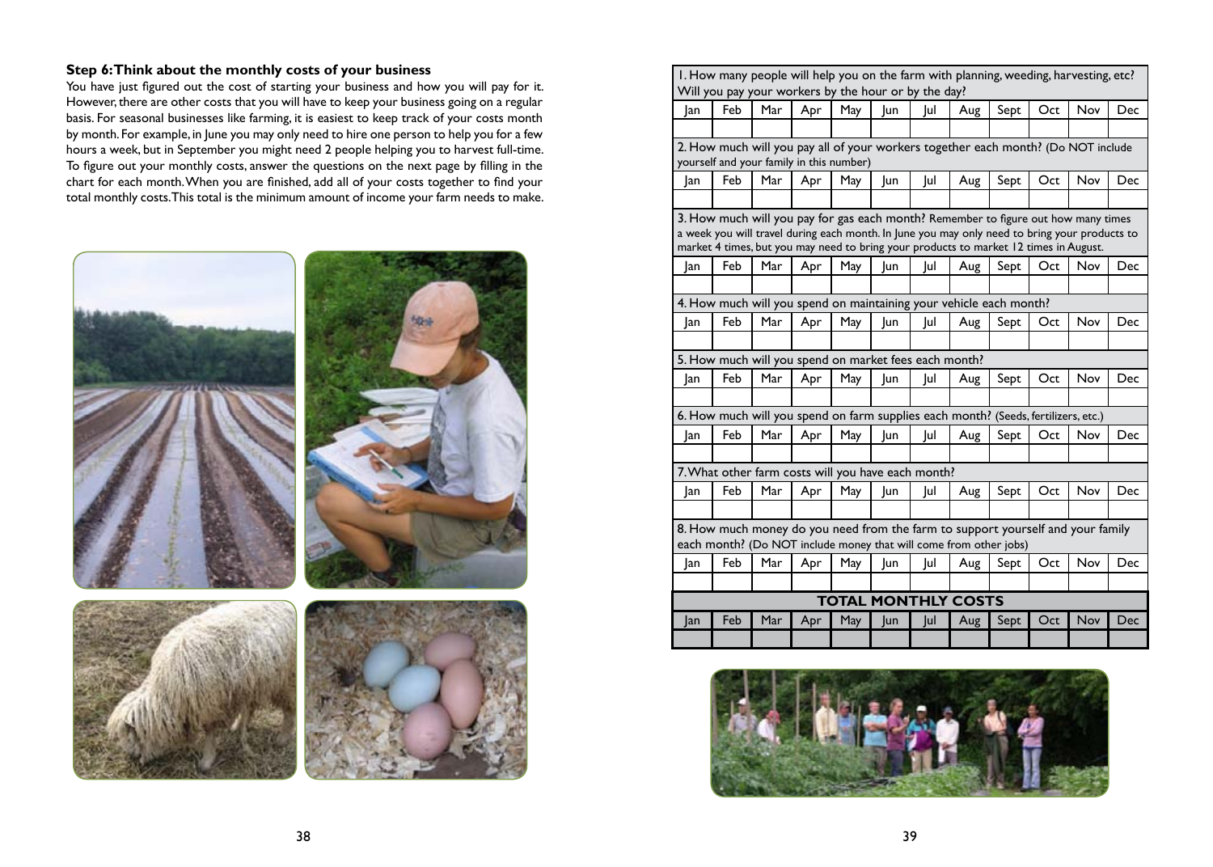### Step 6: Think about the monthly costs of your business

You have just figured out the cost of starting your business and how you will pay for it. However, there are other costs that you will have to keep your business going on a regular basis. For seasonal businesses like farming, it is easiest to keep track of your costs month by month. For example, in June you may only need to hire one person to help you for a few hours a week, but in September you might need 2 people helping you to harvest full-time. To figure out your monthly costs, answer the questions on the next page by filling in the chart for each month. When you are finished, add all of your costs together to find your total monthly costs. This total is the minimum amount of income your farm needs to make.

1. How many people will help you on the farm with planning, weeding, harvesting, etc? Will you pay your workers by the hour or by the day?

| Jan | Feb | Mar | Apr | May | Jun | Jul | Aug | Sept | Oct | Nov | Dec |
|---|---|---|---|---|---|---|---|---|---|---|---|
| | | | | | | | | | | | |

2. How much will you pay all of your workers together each month? (Do NOT include yourself and your family in this number)

| Jan | Feb | Mar | Apr | May | Jun | Jul | Aug | Sept | Oct | Nov | Dec |
|---|---|---|---|---|---|---|---|---|---|---|---|
| | | | | | | | | | | | |

3. How much will you pay for gas each month? Remember to figure out how many times a week you will travel during each month. In June you may only need to bring your products to market 4 times, but you may need to bring your products to market 12 times in August.

| Jan | Feb | Mar | Apr | May | Jun | Jul | Aug | Sept | Oct | Nov | Dec |
|---|---|---|---|---|---|---|---|---|---|---|---|
| | | | | | | | | | | | |

4. How much will you spend on maintaining your vehicle each month?

| Jan | Feb | Mar | Apr | May | Jun | Jul | Aug | Sept | Oct | Nov | Dec |
|---|---|---|---|---|---|---|---|---|---|---|---|
| | | | | | | | | | | | |

5. How much will you spend on market fees each month?

| Jan | Feb | Mar | Apr | May | Jun | Jul | Aug | Sept | Oct | Nov | Dec |
|---|---|---|---|---|---|---|---|---|---|---|---|
| | | | | | | | | | | | |

6. How much will you spend on farm supplies each month? (Seeds, fertilizers, etc.)

| Jan | Feb | Mar | Apr | May | Jun | Jul | Aug | Sept | Oct | Nov | Dec |
|---|---|---|---|---|---|---|---|---|---|---|---|
| | | | | | | | | | | | |

7. What other farm costs will you have each month?

| Jan | Feb | Mar | Apr | May | Jun | Jul | Aug | Sept | Oct | Nov | Dec |
|---|---|---|---|---|---|---|---|---|---|---|---|
| | | | | | | | | | | | |

8. How much money do you need from the farm to support yourself and your family each month? (Do NOT include money that will come from other jobs)

| Jan | Feb | Mar | Apr | May | Jun | Jul | Aug | Sept | Oct | Nov | Dec |
|---|---|---|---|---|---|---|---|---|---|---|---|
| | | | | | | | | | | | |

**TOTAL MONTHLY COSTS**

| Jan | Feb | Mar | Apr | May | Jun | Jul | Aug | Sept | Oct | Nov | Dec |
|---|---|---|---|---|---|---|---|---|---|---|---|
| | | | | | | | | | | | |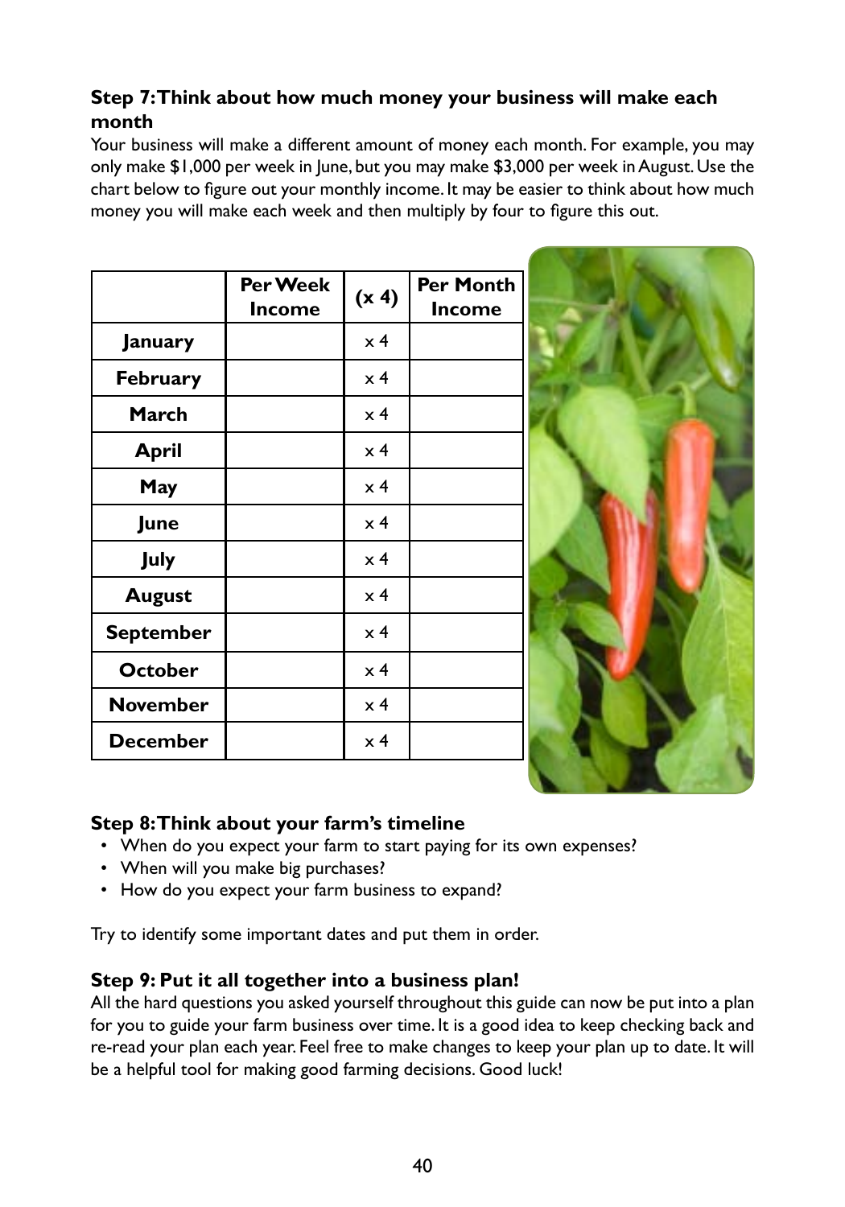### Step 7: Think about how much money your business will make each month

Your business will make a different amount of money each month. For example, you may only make $1,000 per week in June, but you may make $3,000 per week in August. Use the chart below to figure out your monthly income. It may be easier to think about how much money you will make each week and then multiply by four to figure this out.

| | Per Week Income | (x 4) | Per Month Income |
|---|---|---|---|
| **January** | | x 4 | |
| **February** | | x 4 | |
| **March** | | x 4 | |
| **April** | | x 4 | |
| **May** | | x 4 | |
| **June** | | x 4 | |
| **July** | | x 4 | |
| **August** | | x 4 | |
| **September** | | x 4 | |
| **October** | | x 4 | |
| **November** | | x 4 | |
| **December** | | x 4 | |

### Step 8: Think about your farm's timeline

- When do you expect your farm to start paying for its own expenses?
- When will you make big purchases?
- How do you expect your farm business to expand?

Try to identify some important dates and put them in order.

### Step 9: Put it all together into a business plan!

All the hard questions you asked yourself throughout this guide can now be put into a plan for you to guide your farm business over time. It is a good idea to keep checking back and re-read your plan each year. Feel free to make changes to keep your plan up to date. It will be a helpful tool for making good farming decisions. Good luck!